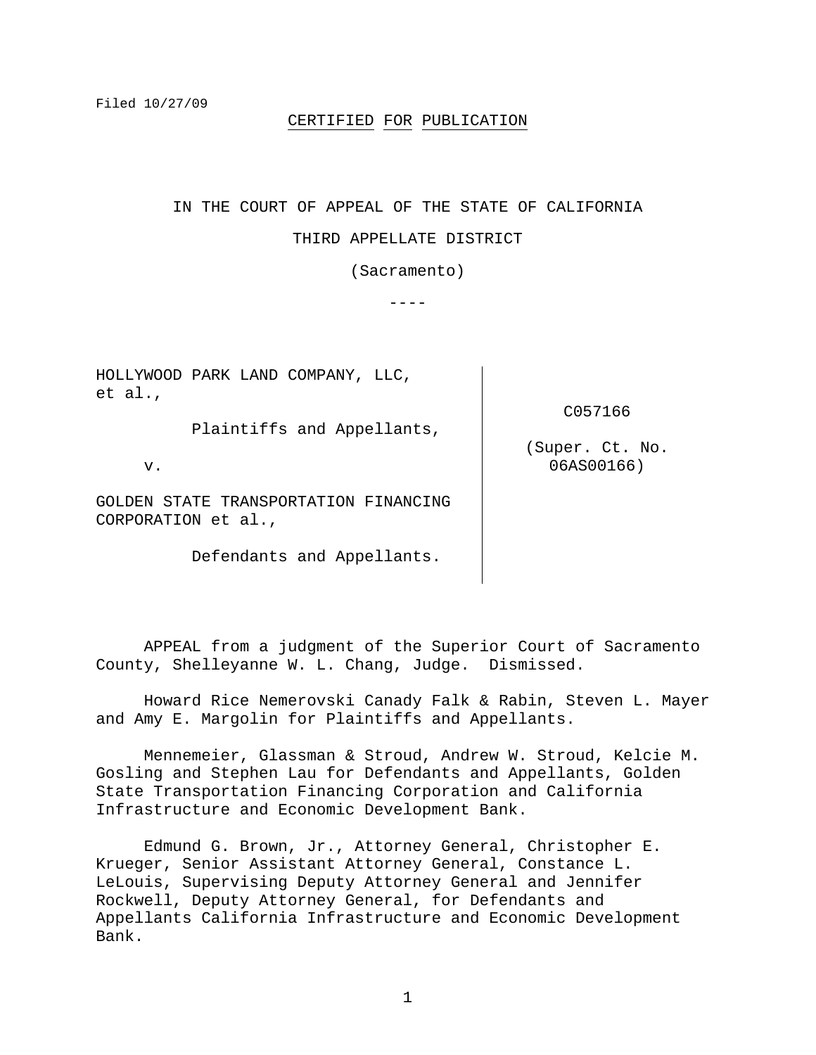Filed 10/27/09

CERTIFIED FOR PUBLICATION

IN THE COURT OF APPEAL OF THE STATE OF CALIFORNIA

THIRD APPELLATE DISTRICT

(Sacramento)

----

| | |
|---|---|
| HOLLYWOOD PARK LAND COMPANY, LLC, et al.,<br><br>Plaintiffs and Appellants,<br><br>v.<br><br>GOLDEN STATE TRANSPORTATION FINANCING CORPORATION et al.,<br><br>Defendants and Appellants. | C057166<br><br>(Super. Ct. No. 06AS00166) |

APPEAL from a judgment of the Superior Court of Sacramento County, Shelleyanne W. L. Chang, Judge. Dismissed.

Howard Rice Nemerovski Canady Falk & Rabin, Steven L. Mayer and Amy E. Margolin for Plaintiffs and Appellants.

Mennemeier, Glassman & Stroud, Andrew W. Stroud, Kelcie M. Gosling and Stephen Lau for Defendants and Appellants, Golden State Transportation Financing Corporation and California Infrastructure and Economic Development Bank.

Edmund G. Brown, Jr., Attorney General, Christopher E. Krueger, Senior Assistant Attorney General, Constance L. LeLouis, Supervising Deputy Attorney General and Jennifer Rockwell, Deputy Attorney General, for Defendants and Appellants California Infrastructure and Economic Development Bank.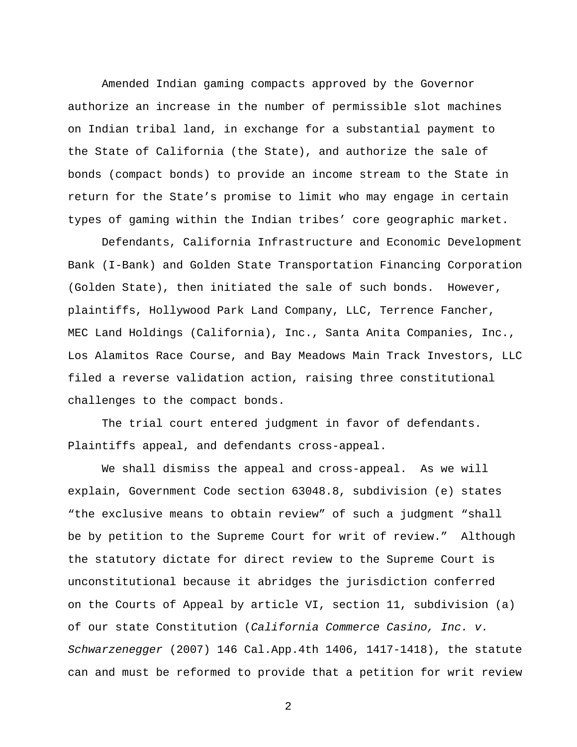Amended Indian gaming compacts approved by the Governor authorize an increase in the number of permissible slot machines on Indian tribal land, in exchange for a substantial payment to the State of California (the State), and authorize the sale of bonds (compact bonds) to provide an income stream to the State in return for the State's promise to limit who may engage in certain types of gaming within the Indian tribes' core geographic market.

Defendants, California Infrastructure and Economic Development Bank (I-Bank) and Golden State Transportation Financing Corporation (Golden State), then initiated the sale of such bonds. However, plaintiffs, Hollywood Park Land Company, LLC, Terrence Fancher, MEC Land Holdings (California), Inc., Santa Anita Companies, Inc., Los Alamitos Race Course, and Bay Meadows Main Track Investors, LLC filed a reverse validation action, raising three constitutional challenges to the compact bonds.

The trial court entered judgment in favor of defendants. Plaintiffs appeal, and defendants cross-appeal.

We shall dismiss the appeal and cross-appeal. As we will explain, Government Code section 63048.8, subdivision (e) states "the exclusive means to obtain review" of such a judgment "shall be by petition to the Supreme Court for writ of review." Although the statutory dictate for direct review to the Supreme Court is unconstitutional because it abridges the jurisdiction conferred on the Courts of Appeal by article VI, section 11, subdivision (a) of our state Constitution (*California Commerce Casino, Inc. v. Schwarzenegger* (2007) 146 Cal.App.4th 1406, 1417-1418), the statute can and must be reformed to provide that a petition for writ review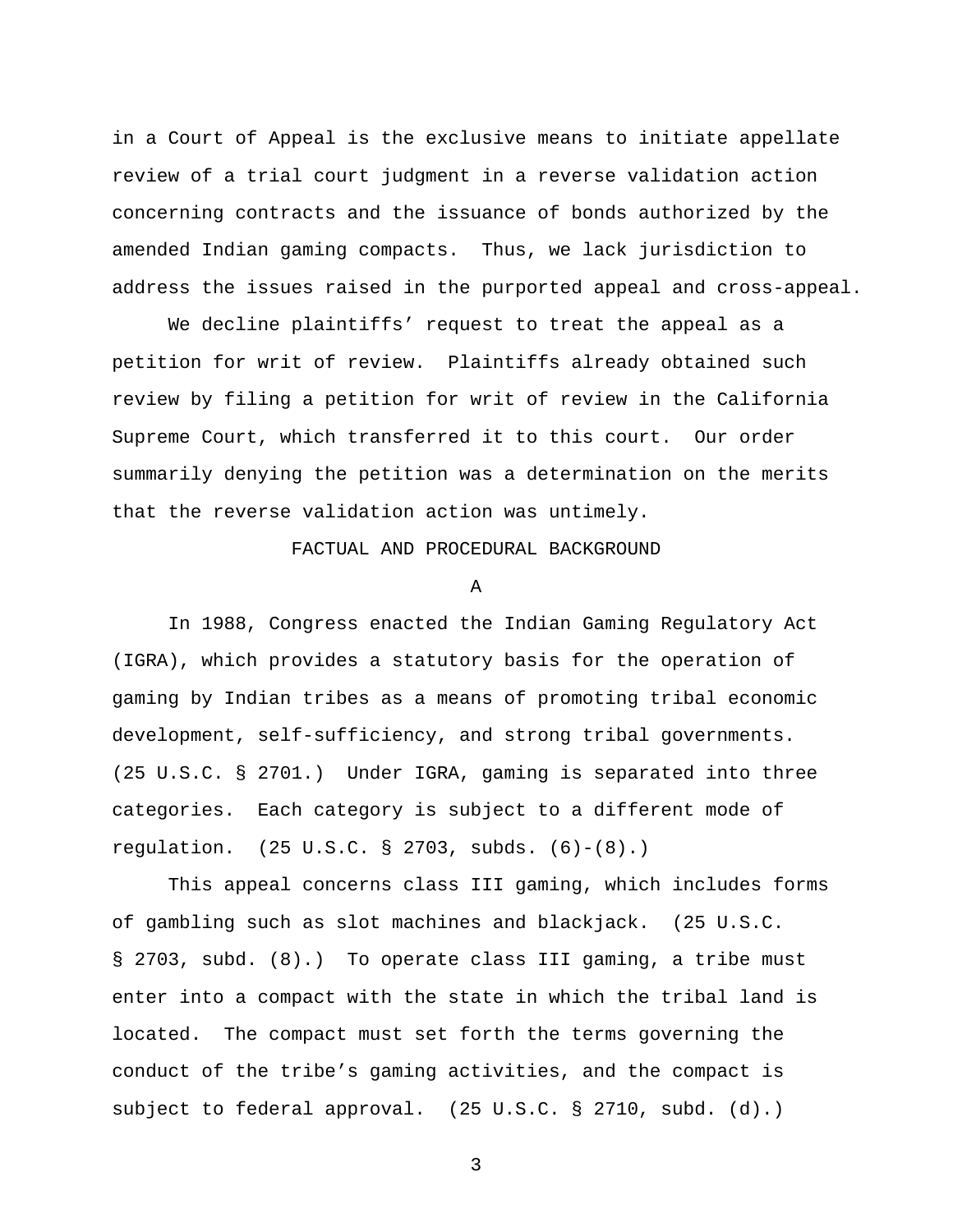in a Court of Appeal is the exclusive means to initiate appellate review of a trial court judgment in a reverse validation action concerning contracts and the issuance of bonds authorized by the amended Indian gaming compacts. Thus, we lack jurisdiction to address the issues raised in the purported appeal and cross-appeal.

We decline plaintiffs' request to treat the appeal as a petition for writ of review. Plaintiffs already obtained such review by filing a petition for writ of review in the California Supreme Court, which transferred it to this court. Our order summarily denying the petition was a determination on the merits that the reverse validation action was untimely.

## FACTUAL AND PROCEDURAL BACKGROUND

### A

In 1988, Congress enacted the Indian Gaming Regulatory Act (IGRA), which provides a statutory basis for the operation of gaming by Indian tribes as a means of promoting tribal economic development, self-sufficiency, and strong tribal governments. (25 U.S.C. § 2701.) Under IGRA, gaming is separated into three categories. Each category is subject to a different mode of regulation. (25 U.S.C. § 2703, subds. (6)-(8).)

This appeal concerns class III gaming, which includes forms of gambling such as slot machines and blackjack. (25 U.S.C. § 2703, subd. (8).) To operate class III gaming, a tribe must enter into a compact with the state in which the tribal land is located. The compact must set forth the terms governing the conduct of the tribe's gaming activities, and the compact is subject to federal approval. (25 U.S.C. § 2710, subd. (d).)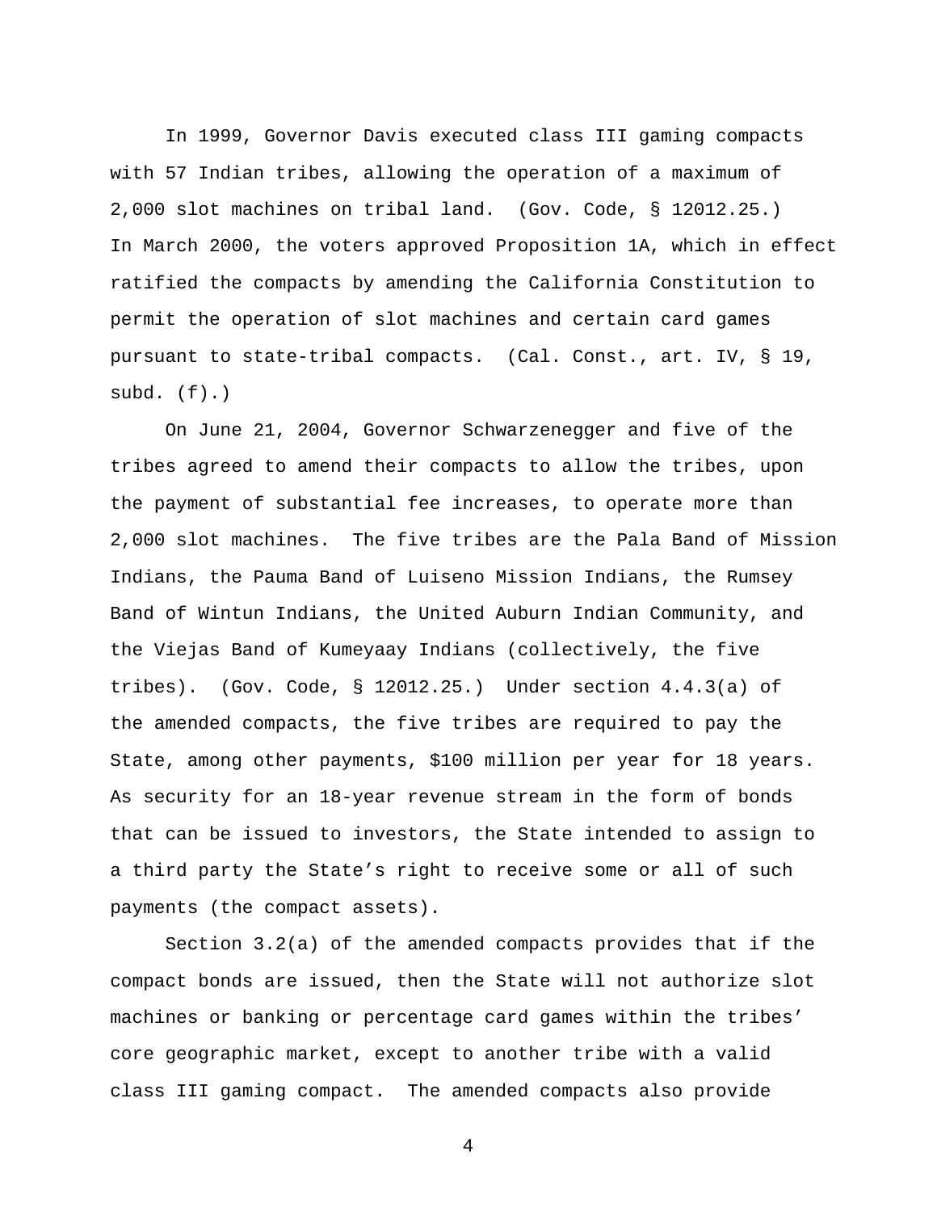In 1999, Governor Davis executed class III gaming compacts with 57 Indian tribes, allowing the operation of a maximum of 2,000 slot machines on tribal land. (Gov. Code, § 12012.25.) In March 2000, the voters approved Proposition 1A, which in effect ratified the compacts by amending the California Constitution to permit the operation of slot machines and certain card games pursuant to state-tribal compacts. (Cal. Const., art. IV, § 19, subd. (f).)

On June 21, 2004, Governor Schwarzenegger and five of the tribes agreed to amend their compacts to allow the tribes, upon the payment of substantial fee increases, to operate more than 2,000 slot machines. The five tribes are the Pala Band of Mission Indians, the Pauma Band of Luiseno Mission Indians, the Rumsey Band of Wintun Indians, the United Auburn Indian Community, and the Viejas Band of Kumeyaay Indians (collectively, the five tribes). (Gov. Code, § 12012.25.) Under section 4.4.3(a) of the amended compacts, the five tribes are required to pay the State, among other payments, $100 million per year for 18 years. As security for an 18-year revenue stream in the form of bonds that can be issued to investors, the State intended to assign to a third party the State's right to receive some or all of such payments (the compact assets).

Section 3.2(a) of the amended compacts provides that if the compact bonds are issued, then the State will not authorize slot machines or banking or percentage card games within the tribes' core geographic market, except to another tribe with a valid class III gaming compact. The amended compacts also provide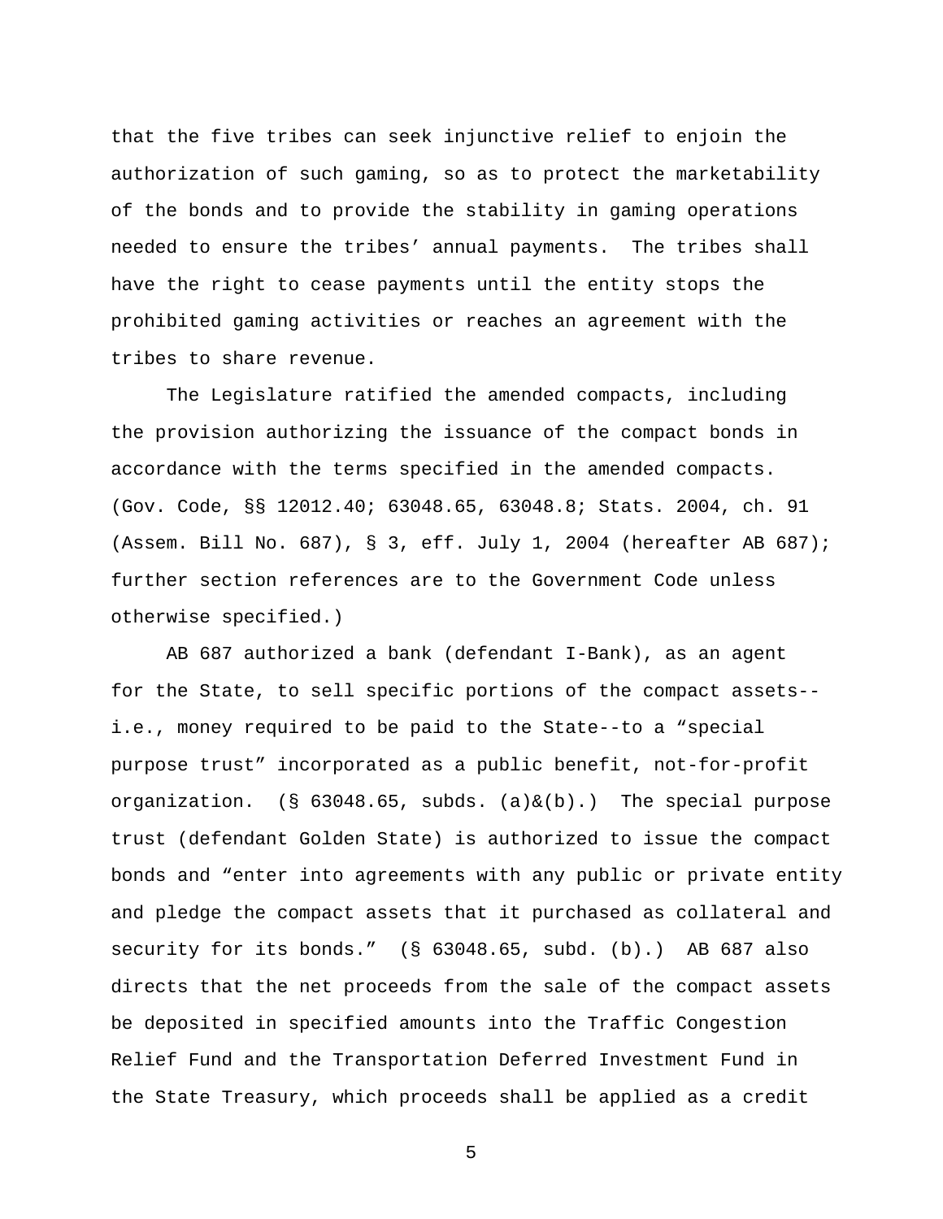that the five tribes can seek injunctive relief to enjoin the authorization of such gaming, so as to protect the marketability of the bonds and to provide the stability in gaming operations needed to ensure the tribes' annual payments. The tribes shall have the right to cease payments until the entity stops the prohibited gaming activities or reaches an agreement with the tribes to share revenue.

The Legislature ratified the amended compacts, including the provision authorizing the issuance of the compact bonds in accordance with the terms specified in the amended compacts. (Gov. Code, §§ 12012.40; 63048.65, 63048.8; Stats. 2004, ch. 91 (Assem. Bill No. 687), § 3, eff. July 1, 2004 (hereafter AB 687); further section references are to the Government Code unless otherwise specified.)

AB 687 authorized a bank (defendant I-Bank), as an agent for the State, to sell specific portions of the compact assets--i.e., money required to be paid to the State--to a "special purpose trust" incorporated as a public benefit, not-for-profit organization. (§ 63048.65, subds. (a)&(b).) The special purpose trust (defendant Golden State) is authorized to issue the compact bonds and "enter into agreements with any public or private entity and pledge the compact assets that it purchased as collateral and security for its bonds." (§ 63048.65, subd. (b).) AB 687 also directs that the net proceeds from the sale of the compact assets be deposited in specified amounts into the Traffic Congestion Relief Fund and the Transportation Deferred Investment Fund in the State Treasury, which proceeds shall be applied as a credit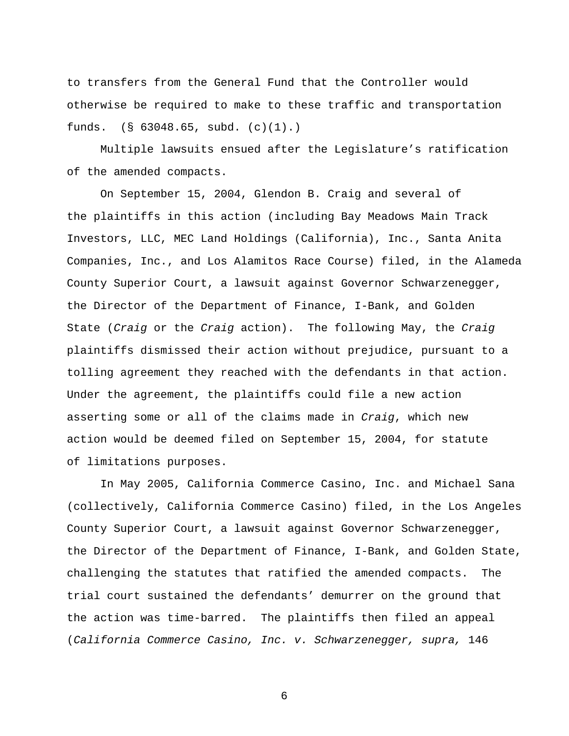to transfers from the General Fund that the Controller would otherwise be required to make to these traffic and transportation funds. (§ 63048.65, subd. (c)(1).)

Multiple lawsuits ensued after the Legislature's ratification of the amended compacts.

On September 15, 2004, Glendon B. Craig and several of the plaintiffs in this action (including Bay Meadows Main Track Investors, LLC, MEC Land Holdings (California), Inc., Santa Anita Companies, Inc., and Los Alamitos Race Course) filed, in the Alameda County Superior Court, a lawsuit against Governor Schwarzenegger, the Director of the Department of Finance, I-Bank, and Golden State (*Craig* or the *Craig* action). The following May, the *Craig* plaintiffs dismissed their action without prejudice, pursuant to a tolling agreement they reached with the defendants in that action. Under the agreement, the plaintiffs could file a new action asserting some or all of the claims made in *Craig*, which new action would be deemed filed on September 15, 2004, for statute of limitations purposes.

In May 2005, California Commerce Casino, Inc. and Michael Sana (collectively, California Commerce Casino) filed, in the Los Angeles County Superior Court, a lawsuit against Governor Schwarzenegger, the Director of the Department of Finance, I-Bank, and Golden State, challenging the statutes that ratified the amended compacts. The trial court sustained the defendants' demurrer on the ground that the action was time-barred. The plaintiffs then filed an appeal (*California Commerce Casino, Inc. v. Schwarzenegger, supra,* 146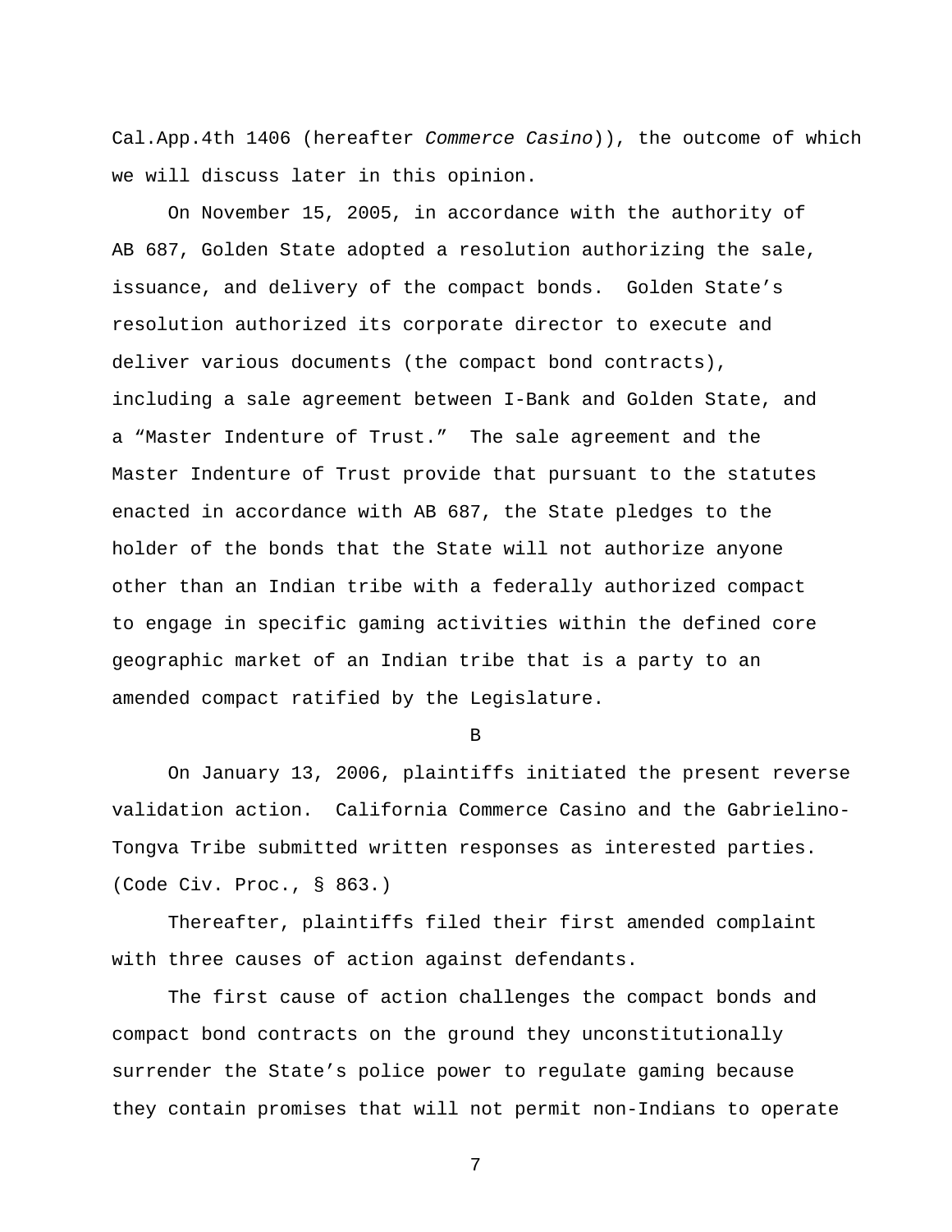Cal.App.4th 1406 (hereafter *Commerce Casino*)), the outcome of which we will discuss later in this opinion.

On November 15, 2005, in accordance with the authority of AB 687, Golden State adopted a resolution authorizing the sale, issuance, and delivery of the compact bonds. Golden State's resolution authorized its corporate director to execute and deliver various documents (the compact bond contracts), including a sale agreement between I-Bank and Golden State, and a "Master Indenture of Trust." The sale agreement and the Master Indenture of Trust provide that pursuant to the statutes enacted in accordance with AB 687, the State pledges to the holder of the bonds that the State will not authorize anyone other than an Indian tribe with a federally authorized compact to engage in specific gaming activities within the defined core geographic market of an Indian tribe that is a party to an amended compact ratified by the Legislature.

B

On January 13, 2006, plaintiffs initiated the present reverse validation action. California Commerce Casino and the Gabrielino-Tongva Tribe submitted written responses as interested parties. (Code Civ. Proc., § 863.)

Thereafter, plaintiffs filed their first amended complaint with three causes of action against defendants.

The first cause of action challenges the compact bonds and compact bond contracts on the ground they unconstitutionally surrender the State's police power to regulate gaming because they contain promises that will not permit non-Indians to operate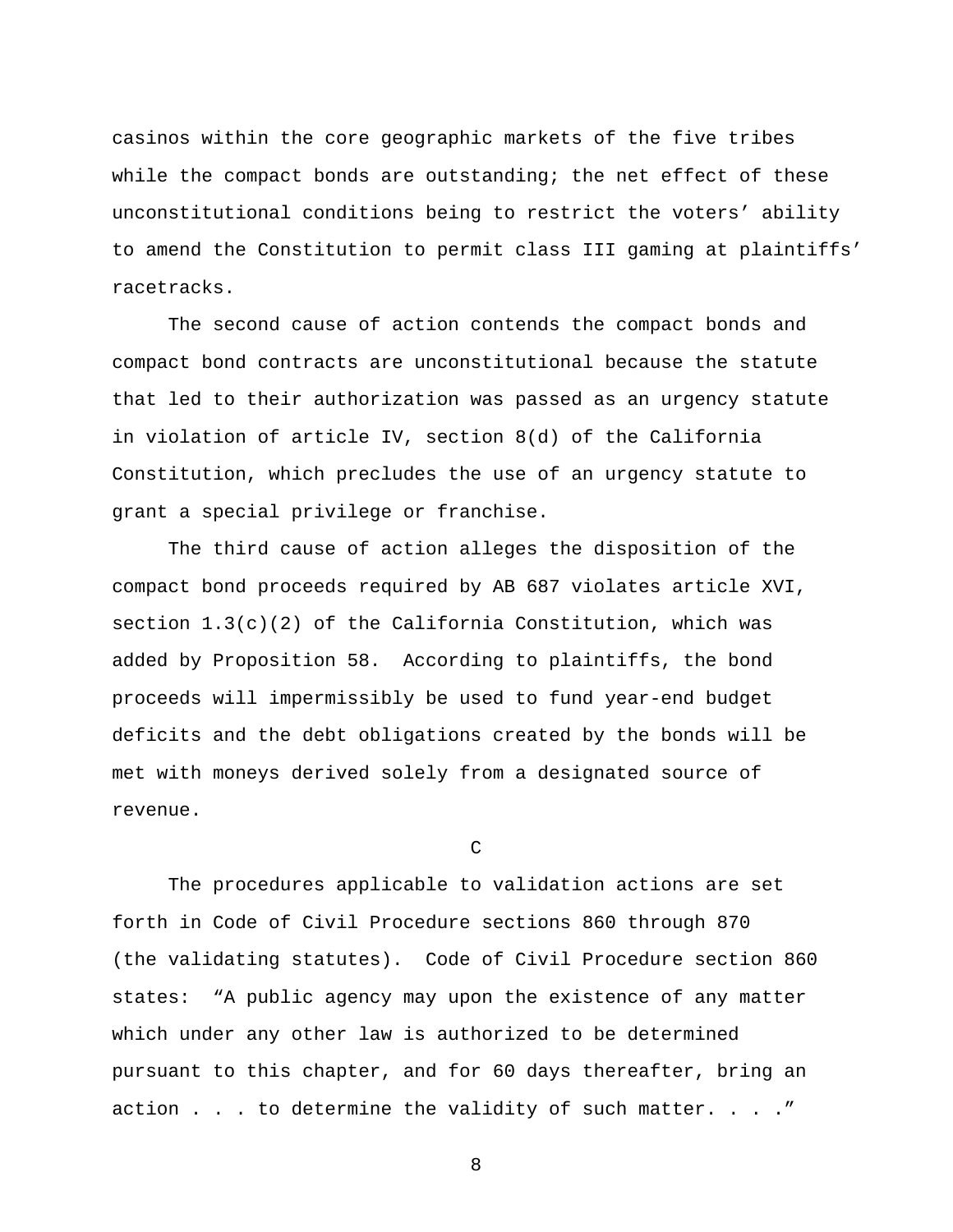casinos within the core geographic markets of the five tribes while the compact bonds are outstanding; the net effect of these unconstitutional conditions being to restrict the voters' ability to amend the Constitution to permit class III gaming at plaintiffs' racetracks.

The second cause of action contends the compact bonds and compact bond contracts are unconstitutional because the statute that led to their authorization was passed as an urgency statute in violation of article IV, section 8(d) of the California Constitution, which precludes the use of an urgency statute to grant a special privilege or franchise.

The third cause of action alleges the disposition of the compact bond proceeds required by AB 687 violates article XVI, section 1.3(c)(2) of the California Constitution, which was added by Proposition 58. According to plaintiffs, the bond proceeds will impermissibly be used to fund year-end budget deficits and the debt obligations created by the bonds will be met with moneys derived solely from a designated source of revenue.

C

The procedures applicable to validation actions are set forth in Code of Civil Procedure sections 860 through 870 (the validating statutes). Code of Civil Procedure section 860 states: "A public agency may upon the existence of any matter which under any other law is authorized to be determined pursuant to this chapter, and for 60 days thereafter, bring an action . . . to determine the validity of such matter. . . ."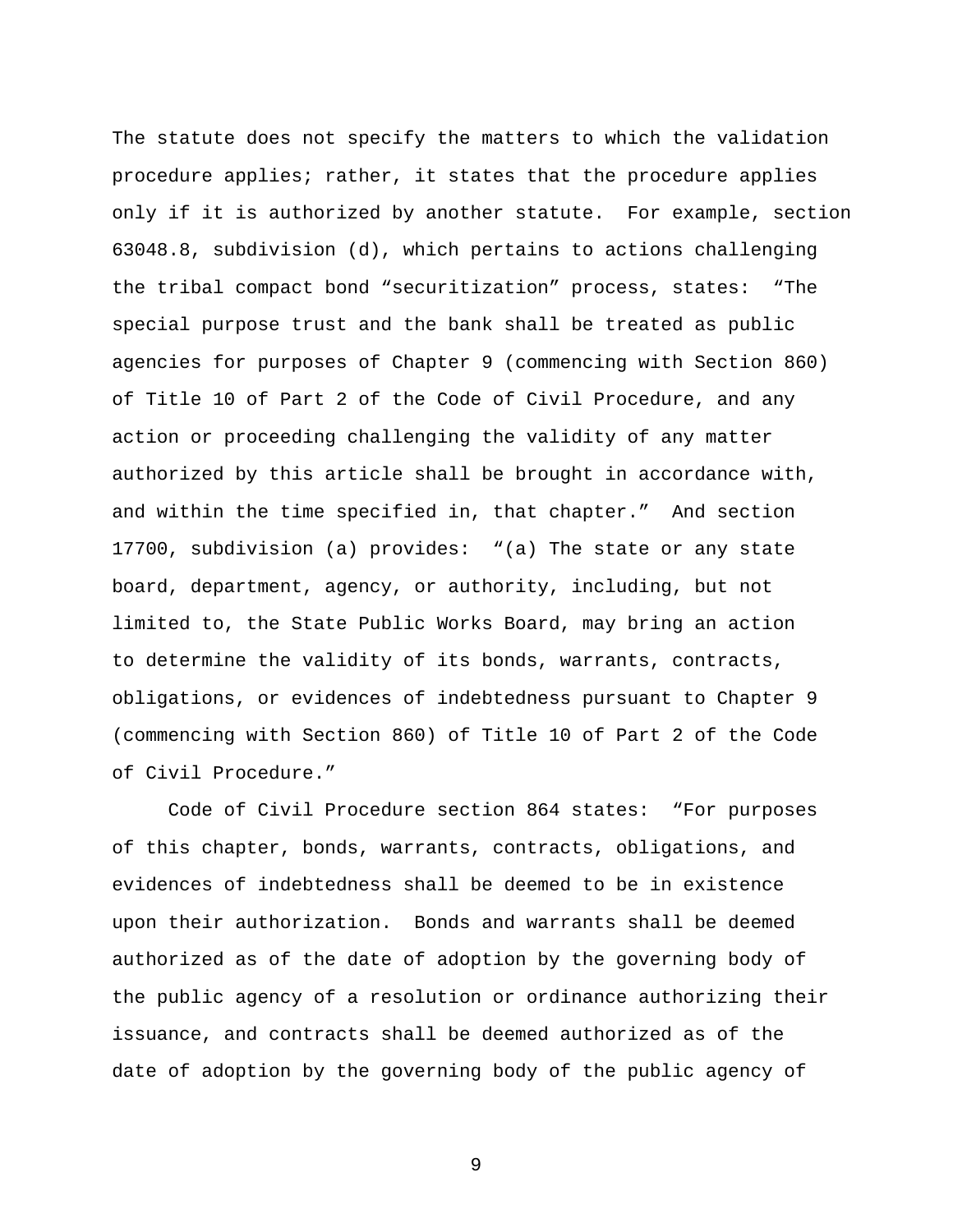The statute does not specify the matters to which the validation procedure applies; rather, it states that the procedure applies only if it is authorized by another statute. For example, section 63048.8, subdivision (d), which pertains to actions challenging the tribal compact bond "securitization" process, states: "The special purpose trust and the bank shall be treated as public agencies for purposes of Chapter 9 (commencing with Section 860) of Title 10 of Part 2 of the Code of Civil Procedure, and any action or proceeding challenging the validity of any matter authorized by this article shall be brought in accordance with, and within the time specified in, that chapter." And section 17700, subdivision (a) provides: "(a) The state or any state board, department, agency, or authority, including, but not limited to, the State Public Works Board, may bring an action to determine the validity of its bonds, warrants, contracts, obligations, or evidences of indebtedness pursuant to Chapter 9 (commencing with Section 860) of Title 10 of Part 2 of the Code of Civil Procedure."

Code of Civil Procedure section 864 states: "For purposes of this chapter, bonds, warrants, contracts, obligations, and evidences of indebtedness shall be deemed to be in existence upon their authorization. Bonds and warrants shall be deemed authorized as of the date of adoption by the governing body of the public agency of a resolution or ordinance authorizing their issuance, and contracts shall be deemed authorized as of the date of adoption by the governing body of the public agency of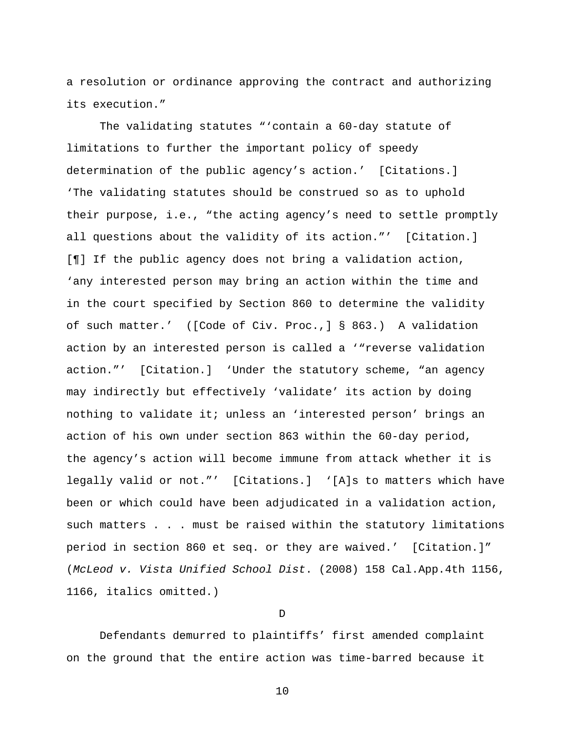a resolution or ordinance approving the contract and authorizing its execution."

The validating statutes "'contain a 60-day statute of limitations to further the important policy of speedy determination of the public agency's action.' [Citations.] 'The validating statutes should be construed so as to uphold their purpose, i.e., "the acting agency's need to settle promptly all questions about the validity of its action."' [Citation.] [¶] If the public agency does not bring a validation action, 'any interested person may bring an action within the time and in the court specified by Section 860 to determine the validity of such matter.' ([Code of Civ. Proc.,] § 863.) A validation action by an interested person is called a '"reverse validation action."' [Citation.] 'Under the statutory scheme, "an agency may indirectly but effectively 'validate' its action by doing nothing to validate it; unless an 'interested person' brings an action of his own under section 863 within the 60-day period, the agency's action will become immune from attack whether it is legally valid or not."' [Citations.] '[A]s to matters which have been or which could have been adjudicated in a validation action, such matters . . . must be raised within the statutory limitations period in section 860 et seq. or they are waived.' [Citation.]" (*McLeod v. Vista Unified School Dist*. (2008) 158 Cal.App.4th 1156, 1166, italics omitted.)

D

Defendants demurred to plaintiffs' first amended complaint on the ground that the entire action was time-barred because it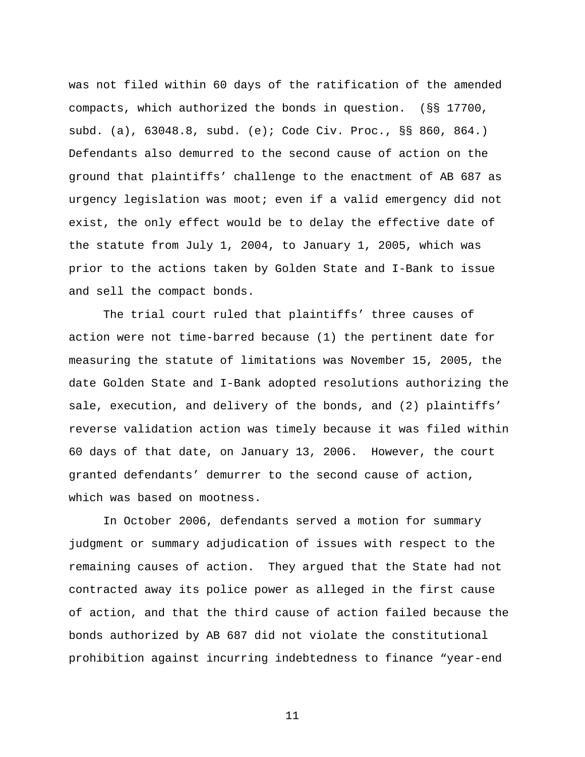was not filed within 60 days of the ratification of the amended compacts, which authorized the bonds in question. (§§ 17700, subd. (a), 63048.8, subd. (e); Code Civ. Proc., §§ 860, 864.) Defendants also demurred to the second cause of action on the ground that plaintiffs' challenge to the enactment of AB 687 as urgency legislation was moot; even if a valid emergency did not exist, the only effect would be to delay the effective date of the statute from July 1, 2004, to January 1, 2005, which was prior to the actions taken by Golden State and I-Bank to issue and sell the compact bonds.

The trial court ruled that plaintiffs' three causes of action were not time-barred because (1) the pertinent date for measuring the statute of limitations was November 15, 2005, the date Golden State and I-Bank adopted resolutions authorizing the sale, execution, and delivery of the bonds, and (2) plaintiffs' reverse validation action was timely because it was filed within 60 days of that date, on January 13, 2006. However, the court granted defendants' demurrer to the second cause of action, which was based on mootness.

In October 2006, defendants served a motion for summary judgment or summary adjudication of issues with respect to the remaining causes of action. They argued that the State had not contracted away its police power as alleged in the first cause of action, and that the third cause of action failed because the bonds authorized by AB 687 did not violate the constitutional prohibition against incurring indebtedness to finance "year-end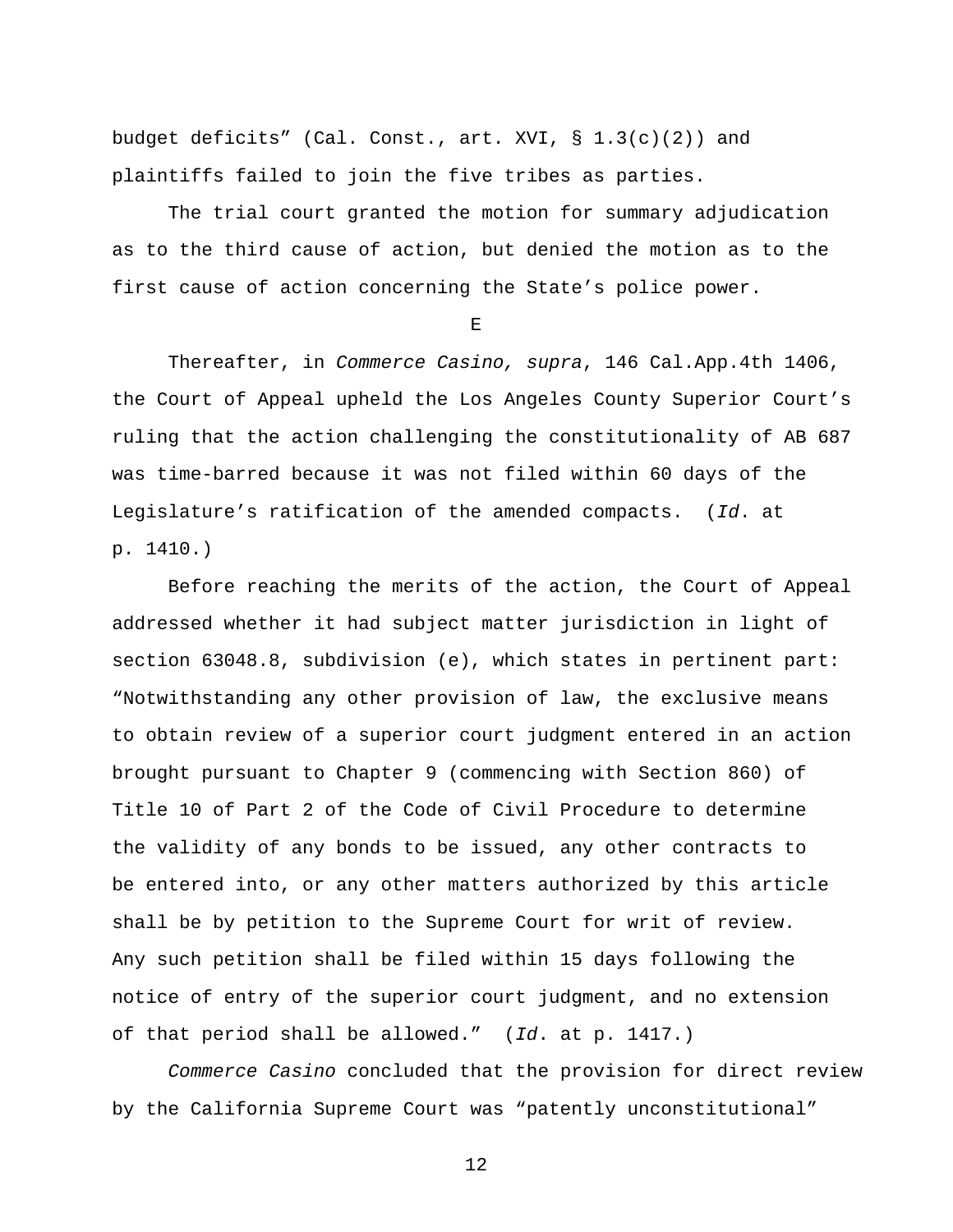budget deficits" (Cal. Const., art. XVI, § 1.3(c)(2)) and plaintiffs failed to join the five tribes as parties.

The trial court granted the motion for summary adjudication as to the third cause of action, but denied the motion as to the first cause of action concerning the State's police power.

E

Thereafter, in *Commerce Casino, supra*, 146 Cal.App.4th 1406, the Court of Appeal upheld the Los Angeles County Superior Court's ruling that the action challenging the constitutionality of AB 687 was time-barred because it was not filed within 60 days of the Legislature's ratification of the amended compacts. (*Id*. at p. 1410.)

Before reaching the merits of the action, the Court of Appeal addressed whether it had subject matter jurisdiction in light of section 63048.8, subdivision (e), which states in pertinent part: "Notwithstanding any other provision of law, the exclusive means to obtain review of a superior court judgment entered in an action brought pursuant to Chapter 9 (commencing with Section 860) of Title 10 of Part 2 of the Code of Civil Procedure to determine the validity of any bonds to be issued, any other contracts to be entered into, or any other matters authorized by this article shall be by petition to the Supreme Court for writ of review. Any such petition shall be filed within 15 days following the notice of entry of the superior court judgment, and no extension of that period shall be allowed." (*Id*. at p. 1417.)

*Commerce Casino* concluded that the provision for direct review by the California Supreme Court was "patently unconstitutional"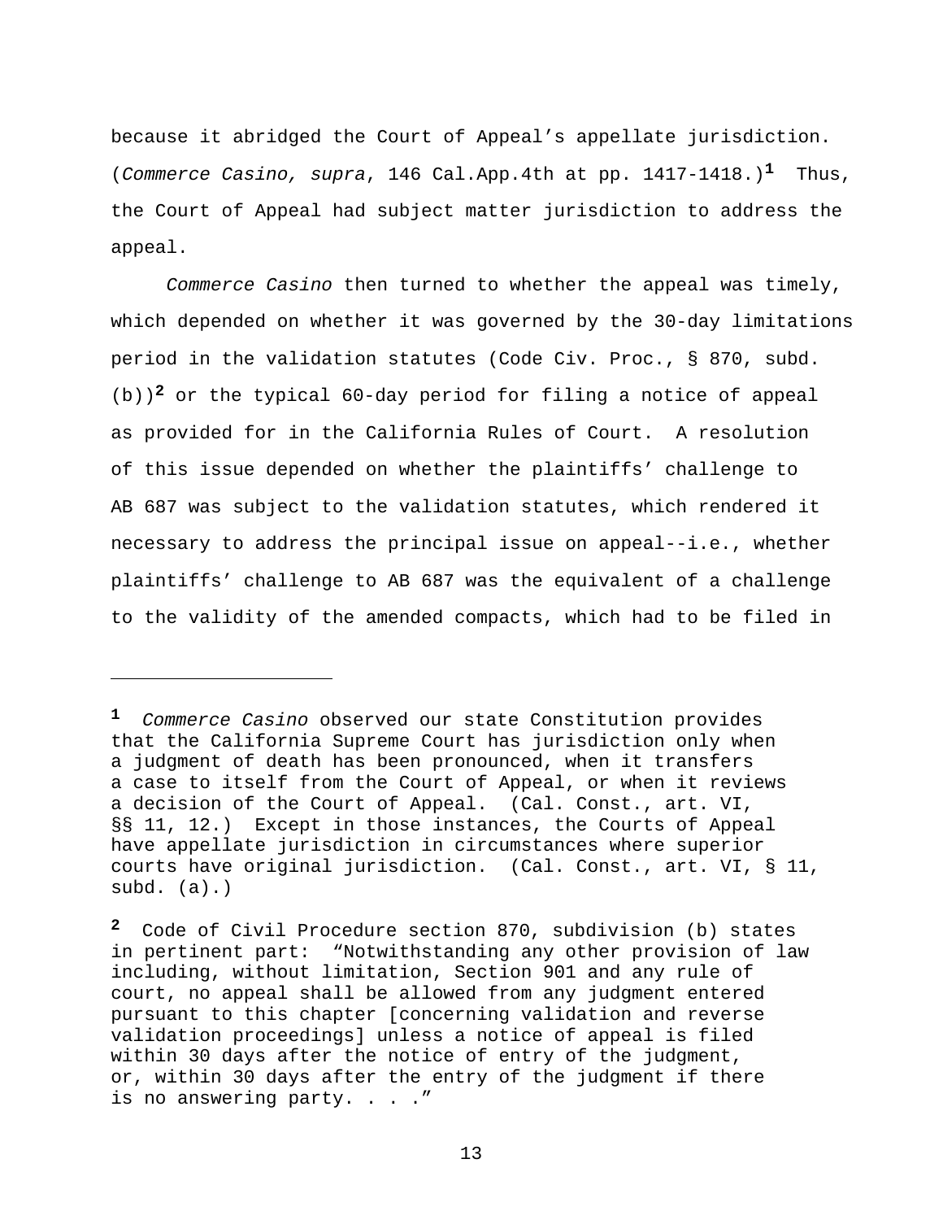because it abridged the Court of Appeal's appellate jurisdiction. (*Commerce Casino, supra*, 146 Cal.App.4th at pp. 1417-1418.)[1] Thus, the Court of Appeal had subject matter jurisdiction to address the appeal.

*Commerce Casino* then turned to whether the appeal was timely, which depended on whether it was governed by the 30-day limitations period in the validation statutes (Code Civ. Proc., § 870, subd. (b))[2] or the typical 60-day period for filing a notice of appeal as provided for in the California Rules of Court. A resolution of this issue depended on whether the plaintiffs' challenge to AB 687 was subject to the validation statutes, which rendered it necessary to address the principal issue on appeal--i.e., whether plaintiffs' challenge to AB 687 was the equivalent of a challenge to the validity of the amended compacts, which had to be filed in

---

[1] *Commerce Casino* observed our state Constitution provides that the California Supreme Court has jurisdiction only when a judgment of death has been pronounced, when it transfers a case to itself from the Court of Appeal, or when it reviews a decision of the Court of Appeal. (Cal. Const., art. VI, §§ 11, 12.) Except in those instances, the Courts of Appeal have appellate jurisdiction in circumstances where superior courts have original jurisdiction. (Cal. Const., art. VI, § 11, subd. (a).)

[2] Code of Civil Procedure section 870, subdivision (b) states in pertinent part: "Notwithstanding any other provision of law including, without limitation, Section 901 and any rule of court, no appeal shall be allowed from any judgment entered pursuant to this chapter [concerning validation and reverse validation proceedings] unless a notice of appeal is filed within 30 days after the notice of entry of the judgment, or, within 30 days after the entry of the judgment if there is no answering party. . . ."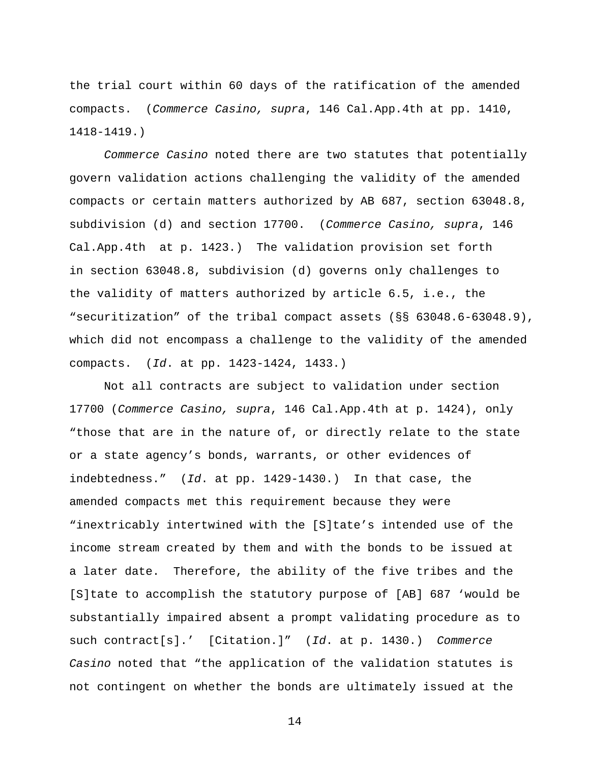the trial court within 60 days of the ratification of the amended compacts. (*Commerce Casino, supra*, 146 Cal.App.4th at pp. 1410, 1418-1419.)

*Commerce Casino* noted there are two statutes that potentially govern validation actions challenging the validity of the amended compacts or certain matters authorized by AB 687, section 63048.8, subdivision (d) and section 17700. (*Commerce Casino, supra*, 146 Cal.App.4th at p. 1423.) The validation provision set forth in section 63048.8, subdivision (d) governs only challenges to the validity of matters authorized by article 6.5, i.e., the "securitization" of the tribal compact assets (§§ 63048.6-63048.9), which did not encompass a challenge to the validity of the amended compacts. (*Id*. at pp. 1423-1424, 1433.)

Not all contracts are subject to validation under section 17700 (*Commerce Casino, supra*, 146 Cal.App.4th at p. 1424), only "those that are in the nature of, or directly relate to the state or a state agency's bonds, warrants, or other evidences of indebtedness." (*Id*. at pp. 1429-1430.) In that case, the amended compacts met this requirement because they were "inextricably intertwined with the [S]tate's intended use of the income stream created by them and with the bonds to be issued at a later date. Therefore, the ability of the five tribes and the [S]tate to accomplish the statutory purpose of [AB] 687 'would be substantially impaired absent a prompt validating procedure as to such contract[s].' [Citation.]" (*Id*. at p. 1430.) *Commerce Casino* noted that "the application of the validation statutes is not contingent on whether the bonds are ultimately issued at the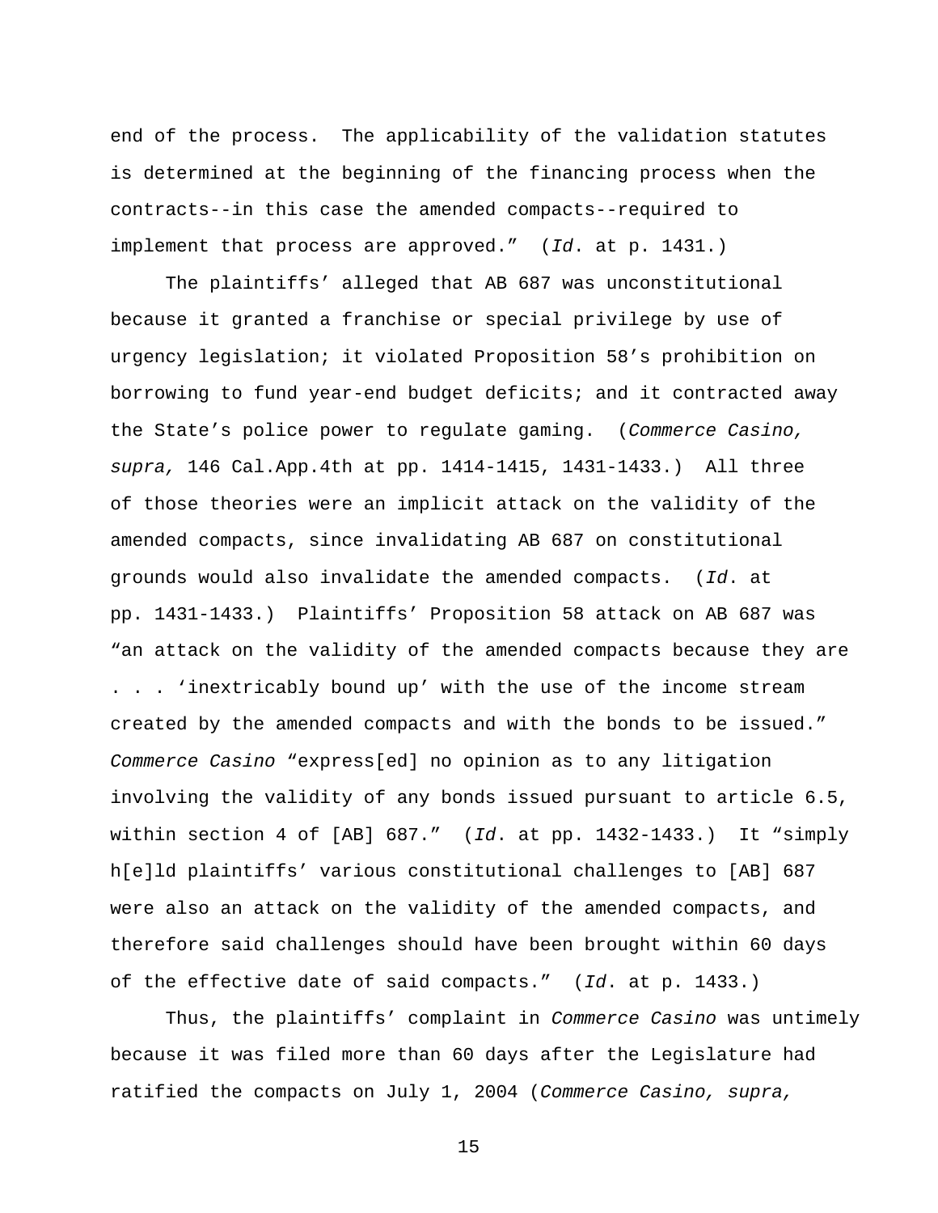end of the process. The applicability of the validation statutes is determined at the beginning of the financing process when the contracts--in this case the amended compacts--required to implement that process are approved." (*Id*. at p. 1431.)

The plaintiffs' alleged that AB 687 was unconstitutional because it granted a franchise or special privilege by use of urgency legislation; it violated Proposition 58's prohibition on borrowing to fund year-end budget deficits; and it contracted away the State's police power to regulate gaming. (*Commerce Casino, supra,* 146 Cal.App.4th at pp. 1414-1415, 1431-1433.) All three of those theories were an implicit attack on the validity of the amended compacts, since invalidating AB 687 on constitutional grounds would also invalidate the amended compacts. (*Id*. at pp. 1431-1433.) Plaintiffs' Proposition 58 attack on AB 687 was "an attack on the validity of the amended compacts because they are . . . 'inextricably bound up' with the use of the income stream created by the amended compacts and with the bonds to be issued." *Commerce Casino* "express[ed] no opinion as to any litigation involving the validity of any bonds issued pursuant to article 6.5, within section 4 of [AB] 687." (*Id*. at pp. 1432-1433.) It "simply h[e]ld plaintiffs' various constitutional challenges to [AB] 687 were also an attack on the validity of the amended compacts, and therefore said challenges should have been brought within 60 days of the effective date of said compacts." (*Id*. at p. 1433.)

Thus, the plaintiffs' complaint in *Commerce Casino* was untimely because it was filed more than 60 days after the Legislature had ratified the compacts on July 1, 2004 (*Commerce Casino, supra,*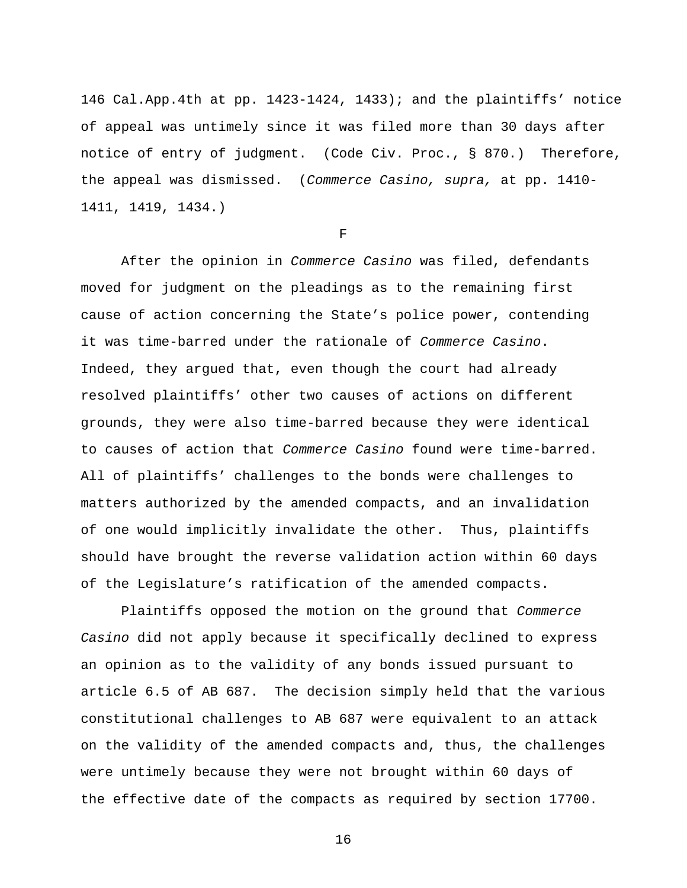146 Cal.App.4th at pp. 1423-1424, 1433); and the plaintiffs' notice of appeal was untimely since it was filed more than 30 days after notice of entry of judgment. (Code Civ. Proc., § 870.) Therefore, the appeal was dismissed. (*Commerce Casino, supra,* at pp. 1410-1411, 1419, 1434.)

F

After the opinion in *Commerce Casino* was filed, defendants moved for judgment on the pleadings as to the remaining first cause of action concerning the State's police power, contending it was time-barred under the rationale of *Commerce Casino*. Indeed, they argued that, even though the court had already resolved plaintiffs' other two causes of actions on different grounds, they were also time-barred because they were identical to causes of action that *Commerce Casino* found were time-barred. All of plaintiffs' challenges to the bonds were challenges to matters authorized by the amended compacts, and an invalidation of one would implicitly invalidate the other. Thus, plaintiffs should have brought the reverse validation action within 60 days of the Legislature's ratification of the amended compacts.

Plaintiffs opposed the motion on the ground that *Commerce Casino* did not apply because it specifically declined to express an opinion as to the validity of any bonds issued pursuant to article 6.5 of AB 687. The decision simply held that the various constitutional challenges to AB 687 were equivalent to an attack on the validity of the amended compacts and, thus, the challenges were untimely because they were not brought within 60 days of the effective date of the compacts as required by section 17700.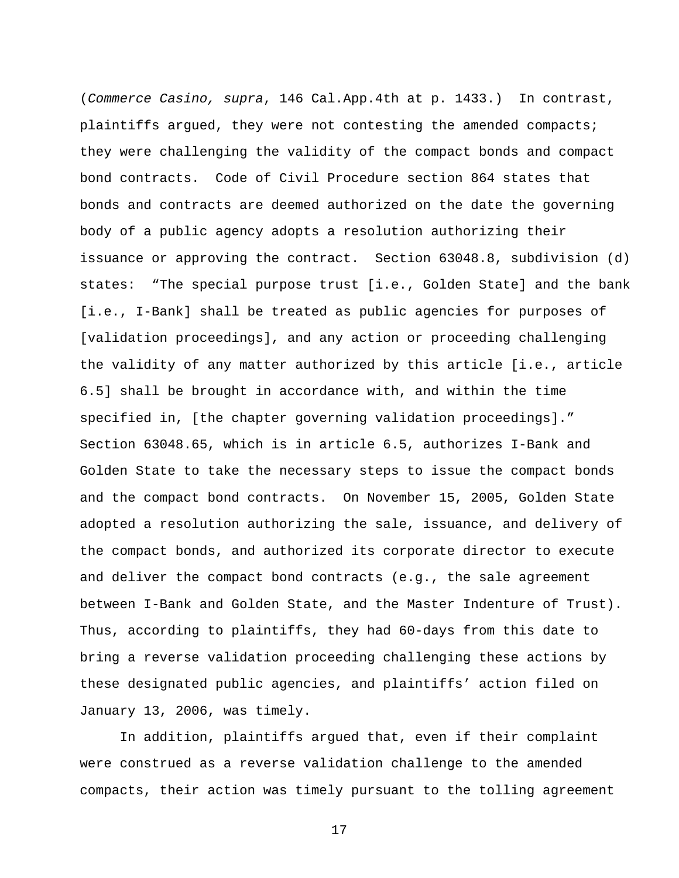(*Commerce Casino, supra*, 146 Cal.App.4th at p. 1433.)  In contrast, plaintiffs argued, they were not contesting the amended compacts; they were challenging the validity of the compact bonds and compact bond contracts.  Code of Civil Procedure section 864 states that bonds and contracts are deemed authorized on the date the governing body of a public agency adopts a resolution authorizing their issuance or approving the contract.  Section 63048.8, subdivision (d) states:  "The special purpose trust [i.e., Golden State] and the bank [i.e., I-Bank] shall be treated as public agencies for purposes of [validation proceedings], and any action or proceeding challenging the validity of any matter authorized by this article [i.e., article 6.5] shall be brought in accordance with, and within the time specified in, [the chapter governing validation proceedings]."  Section 63048.65, which is in article 6.5, authorizes I-Bank and Golden State to take the necessary steps to issue the compact bonds and the compact bond contracts.  On November 15, 2005, Golden State adopted a resolution authorizing the sale, issuance, and delivery of the compact bonds, and authorized its corporate director to execute and deliver the compact bond contracts (e.g., the sale agreement between I-Bank and Golden State, and the Master Indenture of Trust).  Thus, according to plaintiffs, they had 60-days from this date to bring a reverse validation proceeding challenging these actions by these designated public agencies, and plaintiffs' action filed on January 13, 2006, was timely.

In addition, plaintiffs argued that, even if their complaint were construed as a reverse validation challenge to the amended compacts, their action was timely pursuant to the tolling agreement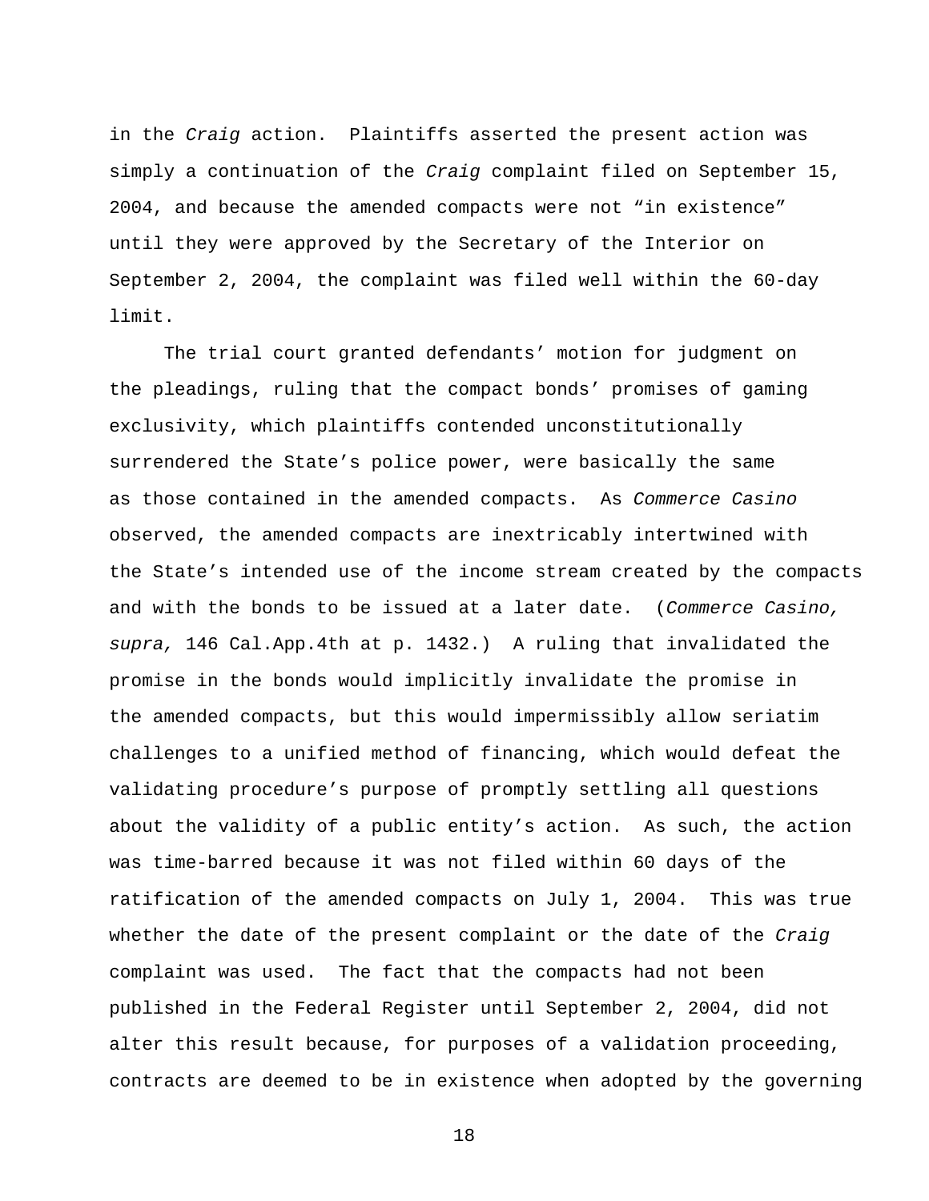in the *Craig* action. Plaintiffs asserted the present action was simply a continuation of the *Craig* complaint filed on September 15, 2004, and because the amended compacts were not "in existence" until they were approved by the Secretary of the Interior on September 2, 2004, the complaint was filed well within the 60-day limit.

The trial court granted defendants' motion for judgment on the pleadings, ruling that the compact bonds' promises of gaming exclusivity, which plaintiffs contended unconstitutionally surrendered the State's police power, were basically the same as those contained in the amended compacts. As *Commerce Casino* observed, the amended compacts are inextricably intertwined with the State's intended use of the income stream created by the compacts and with the bonds to be issued at a later date. (*Commerce Casino, supra,* 146 Cal.App.4th at p. 1432.) A ruling that invalidated the promise in the bonds would implicitly invalidate the promise in the amended compacts, but this would impermissibly allow seriatim challenges to a unified method of financing, which would defeat the validating procedure's purpose of promptly settling all questions about the validity of a public entity's action. As such, the action was time-barred because it was not filed within 60 days of the ratification of the amended compacts on July 1, 2004. This was true whether the date of the present complaint or the date of the *Craig* complaint was used. The fact that the compacts had not been published in the Federal Register until September 2, 2004, did not alter this result because, for purposes of a validation proceeding, contracts are deemed to be in existence when adopted by the governing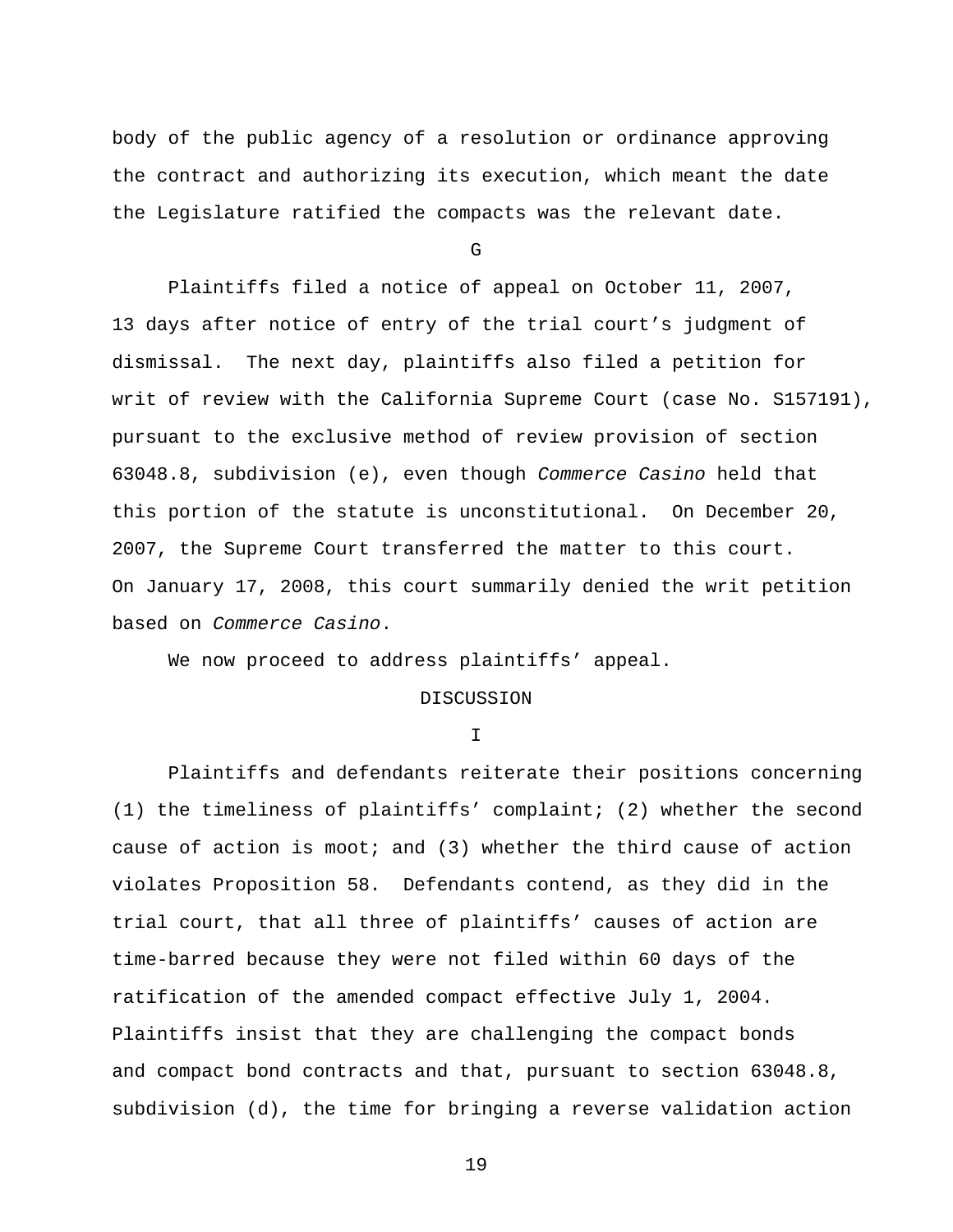body of the public agency of a resolution or ordinance approving the contract and authorizing its execution, which meant the date the Legislature ratified the compacts was the relevant date.

### G

Plaintiffs filed a notice of appeal on October 11, 2007, 13 days after notice of entry of the trial court's judgment of dismissal. The next day, plaintiffs also filed a petition for writ of review with the California Supreme Court (case No. S157191), pursuant to the exclusive method of review provision of section 63048.8, subdivision (e), even though *Commerce Casino* held that this portion of the statute is unconstitutional. On December 20, 2007, the Supreme Court transferred the matter to this court. On January 17, 2008, this court summarily denied the writ petition based on *Commerce Casino*.

We now proceed to address plaintiffs' appeal.

## DISCUSSION

### I

Plaintiffs and defendants reiterate their positions concerning (1) the timeliness of plaintiffs' complaint; (2) whether the second cause of action is moot; and (3) whether the third cause of action violates Proposition 58. Defendants contend, as they did in the trial court, that all three of plaintiffs' causes of action are time-barred because they were not filed within 60 days of the ratification of the amended compact effective July 1, 2004. Plaintiffs insist that they are challenging the compact bonds and compact bond contracts and that, pursuant to section 63048.8, subdivision (d), the time for bringing a reverse validation action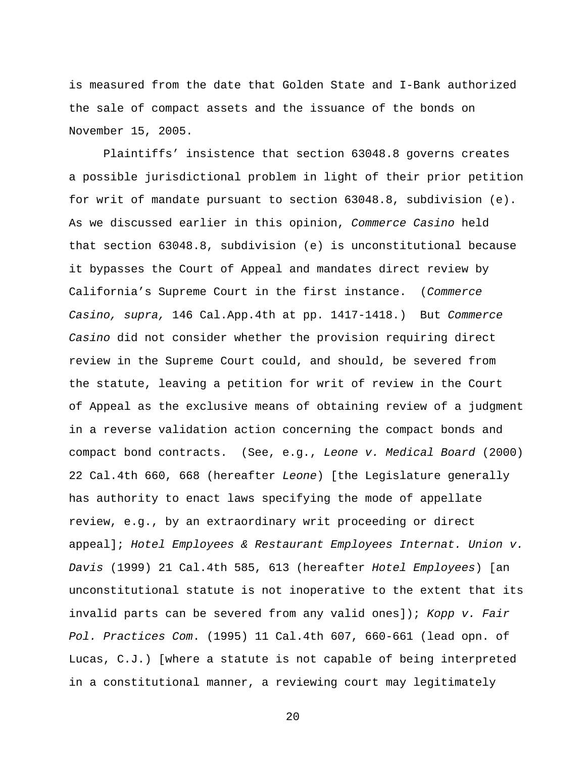is measured from the date that Golden State and I-Bank authorized the sale of compact assets and the issuance of the bonds on November 15, 2005.

Plaintiffs' insistence that section 63048.8 governs creates a possible jurisdictional problem in light of their prior petition for writ of mandate pursuant to section 63048.8, subdivision (e). As we discussed earlier in this opinion, *Commerce Casino* held that section 63048.8, subdivision (e) is unconstitutional because it bypasses the Court of Appeal and mandates direct review by California's Supreme Court in the first instance. (*Commerce Casino, supra,* 146 Cal.App.4th at pp. 1417-1418.) But *Commerce Casino* did not consider whether the provision requiring direct review in the Supreme Court could, and should, be severed from the statute, leaving a petition for writ of review in the Court of Appeal as the exclusive means of obtaining review of a judgment in a reverse validation action concerning the compact bonds and compact bond contracts. (See, e.g., *Leone v. Medical Board* (2000) 22 Cal.4th 660, 668 (hereafter *Leone*) [the Legislature generally has authority to enact laws specifying the mode of appellate review, e.g., by an extraordinary writ proceeding or direct appeal]; *Hotel Employees & Restaurant Employees Internat. Union v. Davis* (1999) 21 Cal.4th 585, 613 (hereafter *Hotel Employees*) [an unconstitutional statute is not inoperative to the extent that its invalid parts can be severed from any valid ones]); *Kopp v. Fair Pol. Practices Com*. (1995) 11 Cal.4th 607, 660-661 (lead opn. of Lucas, C.J.) [where a statute is not capable of being interpreted in a constitutional manner, a reviewing court may legitimately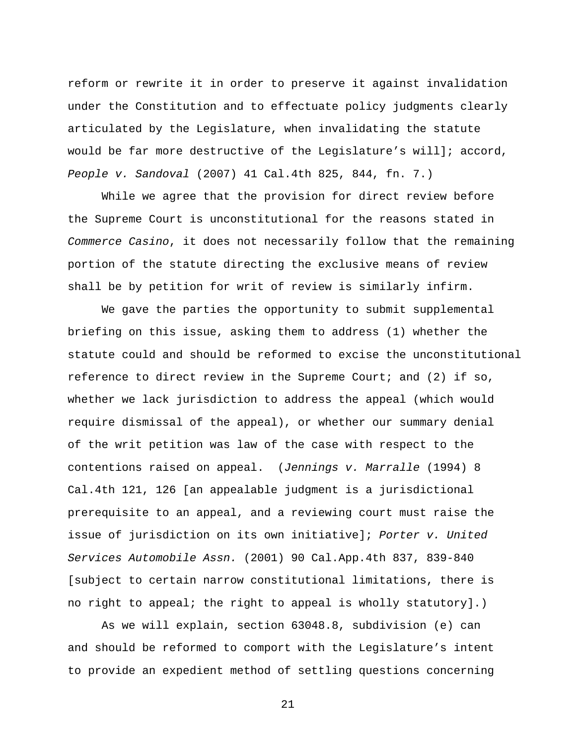reform or rewrite it in order to preserve it against invalidation under the Constitution and to effectuate policy judgments clearly articulated by the Legislature, when invalidating the statute would be far more destructive of the Legislature's will]; accord, *People v. Sandoval* (2007) 41 Cal.4th 825, 844, fn. 7.)

While we agree that the provision for direct review before the Supreme Court is unconstitutional for the reasons stated in *Commerce Casino*, it does not necessarily follow that the remaining portion of the statute directing the exclusive means of review shall be by petition for writ of review is similarly infirm.

We gave the parties the opportunity to submit supplemental briefing on this issue, asking them to address (1) whether the statute could and should be reformed to excise the unconstitutional reference to direct review in the Supreme Court; and (2) if so, whether we lack jurisdiction to address the appeal (which would require dismissal of the appeal), or whether our summary denial of the writ petition was law of the case with respect to the contentions raised on appeal. (*Jennings v. Marralle* (1994) 8 Cal.4th 121, 126 [an appealable judgment is a jurisdictional prerequisite to an appeal, and a reviewing court must raise the issue of jurisdiction on its own initiative]; *Porter v. United Services Automobile Assn.* (2001) 90 Cal.App.4th 837, 839-840 [subject to certain narrow constitutional limitations, there is no right to appeal; the right to appeal is wholly statutory].)

As we will explain, section 63048.8, subdivision (e) can and should be reformed to comport with the Legislature's intent to provide an expedient method of settling questions concerning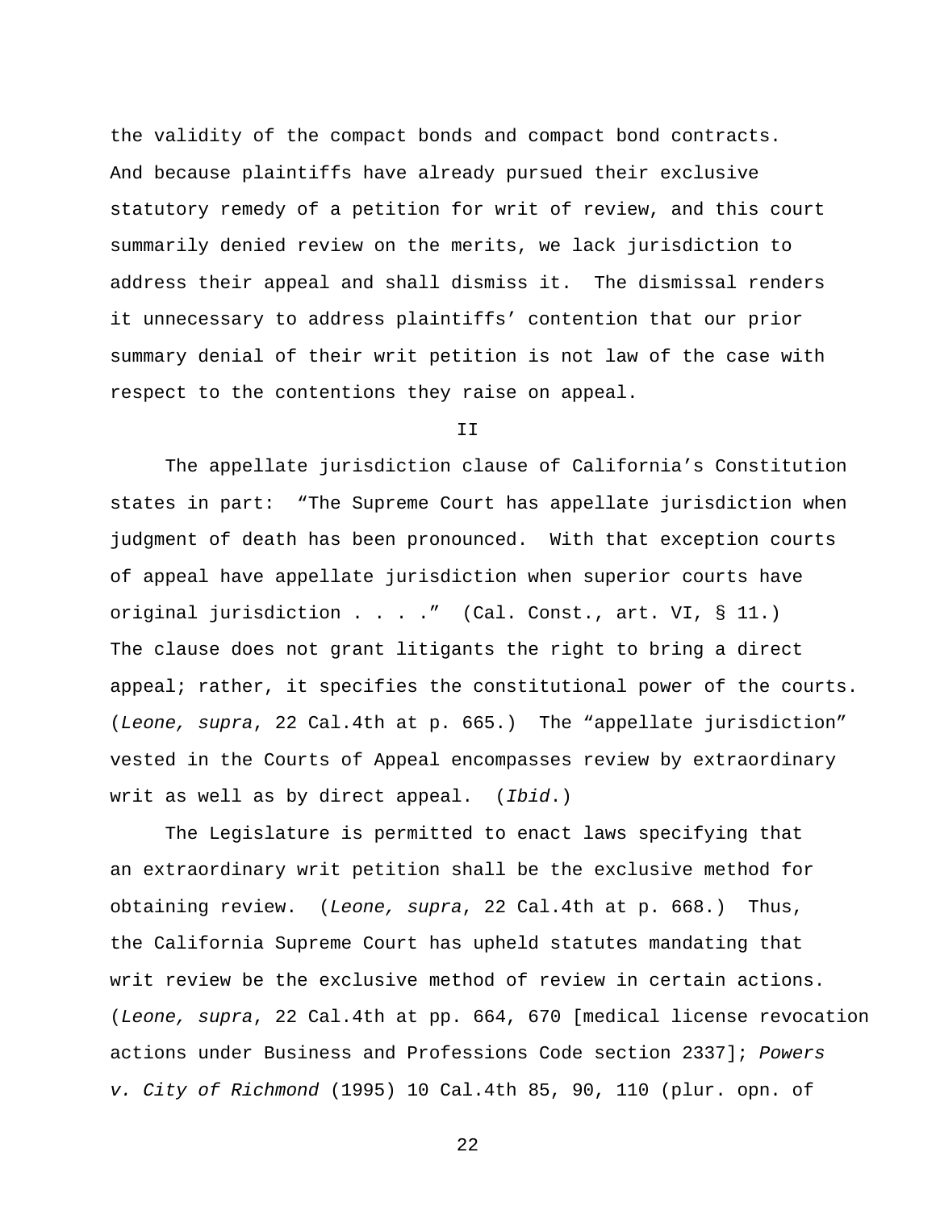the validity of the compact bonds and compact bond contracts. And because plaintiffs have already pursued their exclusive statutory remedy of a petition for writ of review, and this court summarily denied review on the merits, we lack jurisdiction to address their appeal and shall dismiss it. The dismissal renders it unnecessary to address plaintiffs' contention that our prior summary denial of their writ petition is not law of the case with respect to the contentions they raise on appeal.

II

The appellate jurisdiction clause of California's Constitution states in part: "The Supreme Court has appellate jurisdiction when judgment of death has been pronounced. With that exception courts of appeal have appellate jurisdiction when superior courts have original jurisdiction . . . ." (Cal. Const., art. VI, § 11.) The clause does not grant litigants the right to bring a direct appeal; rather, it specifies the constitutional power of the courts. (*Leone, supra*, 22 Cal.4th at p. 665.) The "appellate jurisdiction" vested in the Courts of Appeal encompasses review by extraordinary writ as well as by direct appeal. (*Ibid*.)

The Legislature is permitted to enact laws specifying that an extraordinary writ petition shall be the exclusive method for obtaining review. (*Leone, supra*, 22 Cal.4th at p. 668.) Thus, the California Supreme Court has upheld statutes mandating that writ review be the exclusive method of review in certain actions. (*Leone, supra*, 22 Cal.4th at pp. 664, 670 [medical license revocation actions under Business and Professions Code section 2337]; *Powers v. City of Richmond* (1995) 10 Cal.4th 85, 90, 110 (plur. opn. of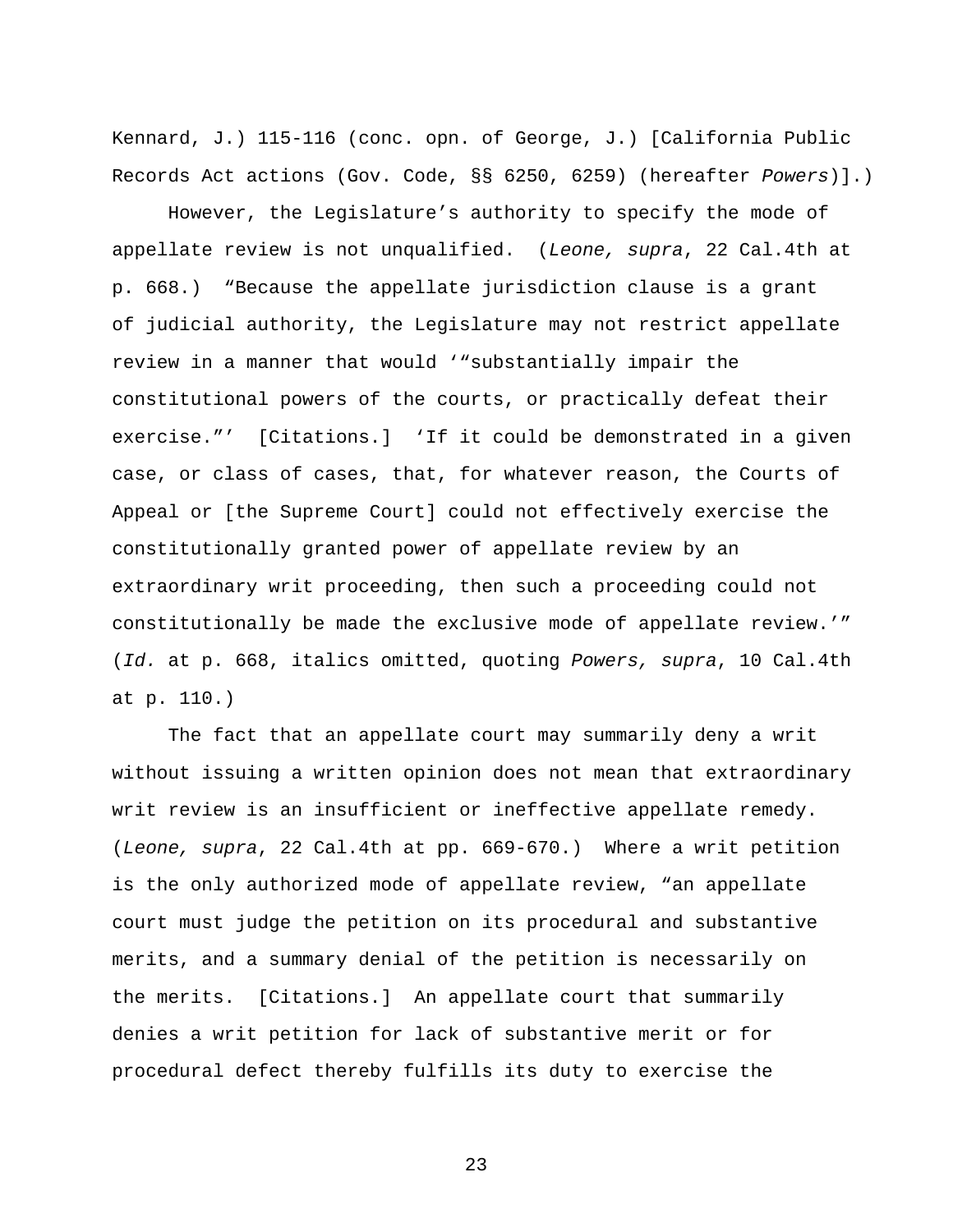Kennard, J.) 115-116 (conc. opn. of George, J.) [California Public Records Act actions (Gov. Code, §§ 6250, 6259) (hereafter *Powers*)].)

However, the Legislature's authority to specify the mode of appellate review is not unqualified. (*Leone, supra*, 22 Cal.4th at p. 668.) "Because the appellate jurisdiction clause is a grant of judicial authority, the Legislature may not restrict appellate review in a manner that would '"substantially impair the constitutional powers of the courts, or practically defeat their exercise."' [Citations.] 'If it could be demonstrated in a given case, or class of cases, that, for whatever reason, the Courts of Appeal or [the Supreme Court] could not effectively exercise the constitutionally granted power of appellate review by an extraordinary writ proceeding, then such a proceeding could not constitutionally be made the exclusive mode of appellate review.'" (*Id.* at p. 668, italics omitted, quoting *Powers, supra*, 10 Cal.4th at p. 110.)

The fact that an appellate court may summarily deny a writ without issuing a written opinion does not mean that extraordinary writ review is an insufficient or ineffective appellate remedy. (*Leone, supra*, 22 Cal.4th at pp. 669-670.) Where a writ petition is the only authorized mode of appellate review, "an appellate court must judge the petition on its procedural and substantive merits, and a summary denial of the petition is necessarily on the merits. [Citations.] An appellate court that summarily denies a writ petition for lack of substantive merit or for procedural defect thereby fulfills its duty to exercise the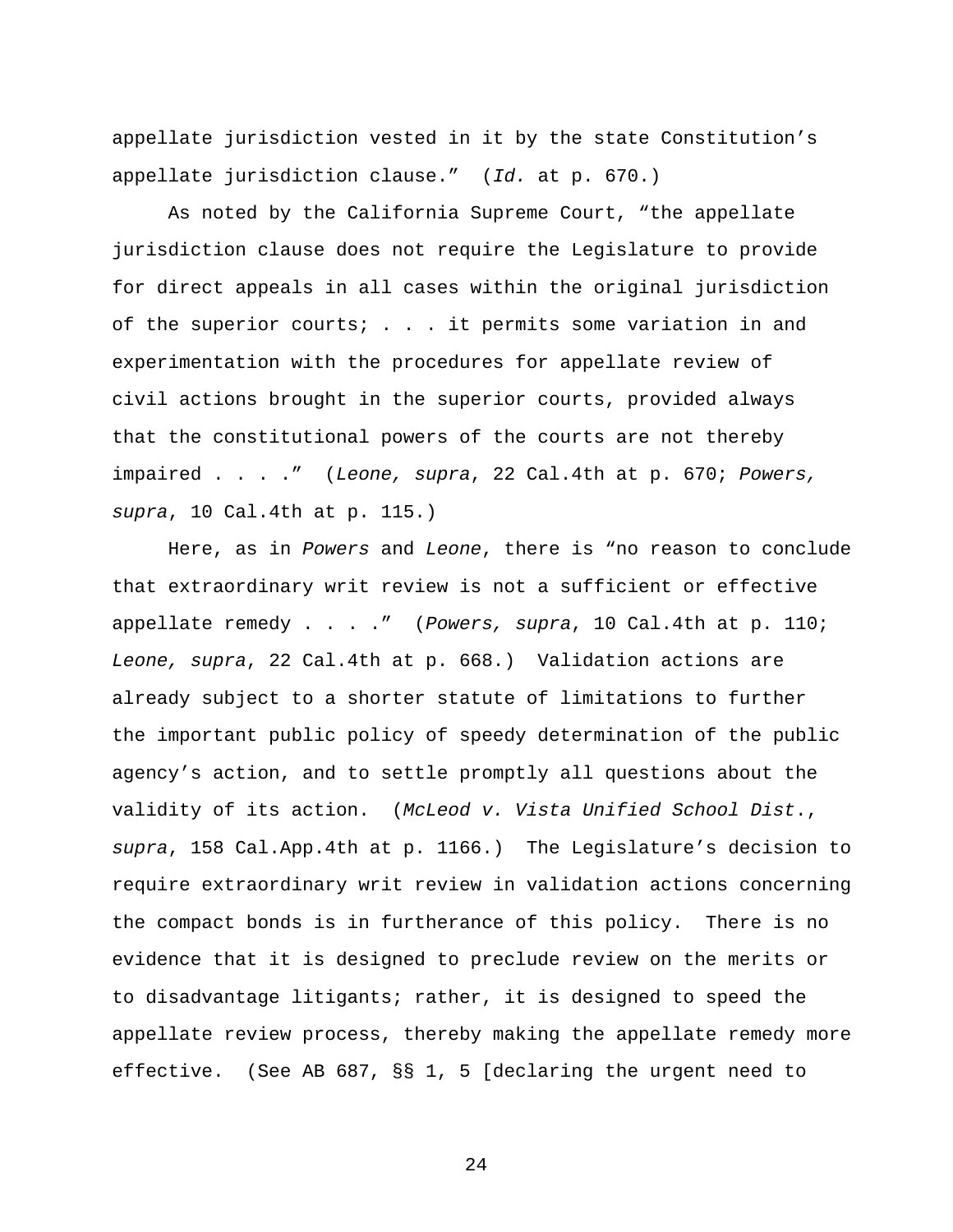appellate jurisdiction vested in it by the state Constitution's appellate jurisdiction clause." (*Id.* at p. 670.)

As noted by the California Supreme Court, "the appellate jurisdiction clause does not require the Legislature to provide for direct appeals in all cases within the original jurisdiction of the superior courts; . . . it permits some variation in and experimentation with the procedures for appellate review of civil actions brought in the superior courts, provided always that the constitutional powers of the courts are not thereby impaired . . . ." (*Leone, supra*, 22 Cal.4th at p. 670; *Powers, supra*, 10 Cal.4th at p. 115.)

Here, as in *Powers* and *Leone*, there is "no reason to conclude that extraordinary writ review is not a sufficient or effective appellate remedy . . . ." (*Powers, supra*, 10 Cal.4th at p. 110; *Leone, supra*, 22 Cal.4th at p. 668.) Validation actions are already subject to a shorter statute of limitations to further the important public policy of speedy determination of the public agency's action, and to settle promptly all questions about the validity of its action. (*McLeod v. Vista Unified School Dist.*, *supra*, 158 Cal.App.4th at p. 1166.) The Legislature's decision to require extraordinary writ review in validation actions concerning the compact bonds is in furtherance of this policy. There is no evidence that it is designed to preclude review on the merits or to disadvantage litigants; rather, it is designed to speed the appellate review process, thereby making the appellate remedy more effective. (See AB 687, §§ 1, 5 [declaring the urgent need to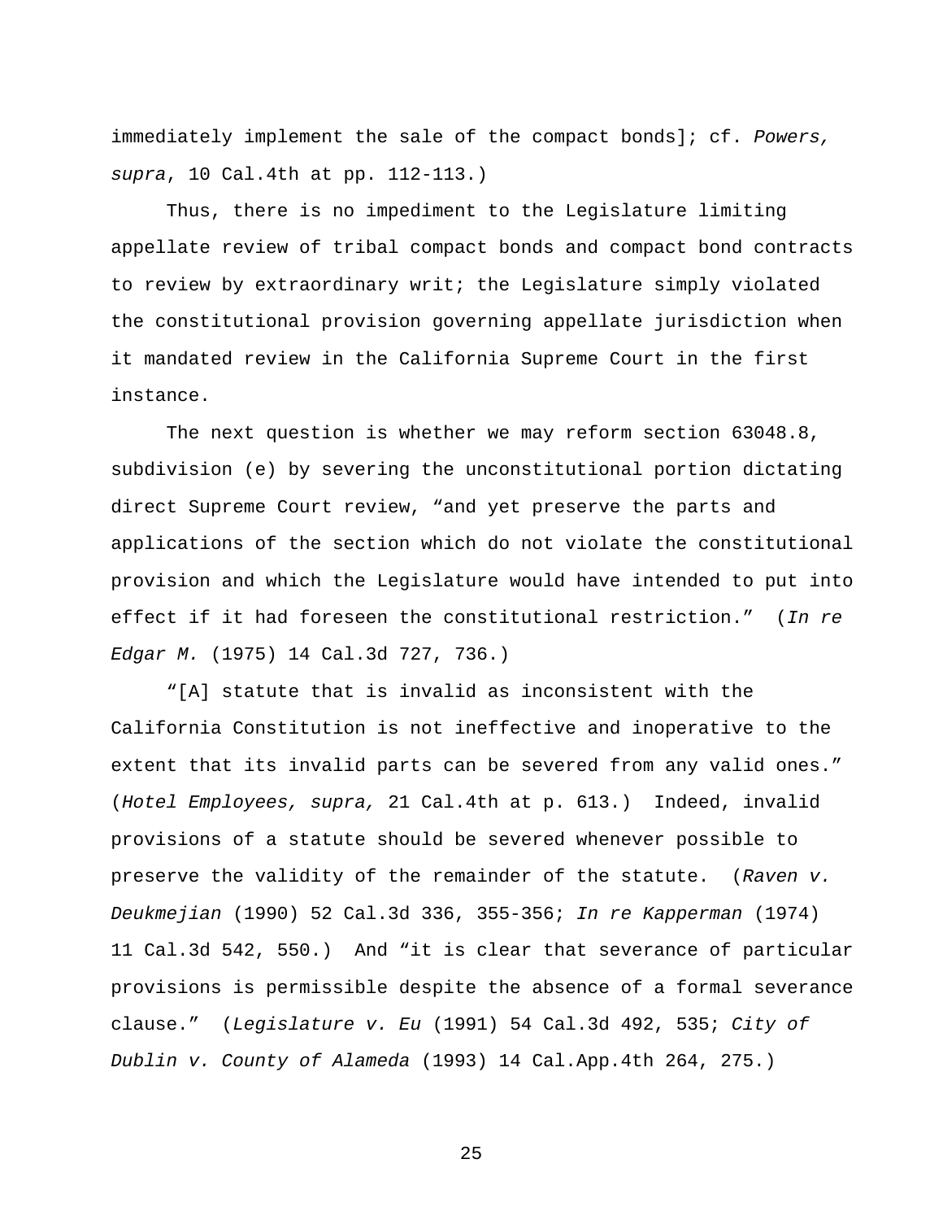immediately implement the sale of the compact bonds]; cf. *Powers, supra*, 10 Cal.4th at pp. 112-113.)

Thus, there is no impediment to the Legislature limiting appellate review of tribal compact bonds and compact bond contracts to review by extraordinary writ; the Legislature simply violated the constitutional provision governing appellate jurisdiction when it mandated review in the California Supreme Court in the first instance.

The next question is whether we may reform section 63048.8, subdivision (e) by severing the unconstitutional portion dictating direct Supreme Court review, "and yet preserve the parts and applications of the section which do not violate the constitutional provision and which the Legislature would have intended to put into effect if it had foreseen the constitutional restriction." (*In re Edgar M.* (1975) 14 Cal.3d 727, 736.)

"[A] statute that is invalid as inconsistent with the California Constitution is not ineffective and inoperative to the extent that its invalid parts can be severed from any valid ones." (*Hotel Employees, supra,* 21 Cal.4th at p. 613.) Indeed, invalid provisions of a statute should be severed whenever possible to preserve the validity of the remainder of the statute. (*Raven v. Deukmejian* (1990) 52 Cal.3d 336, 355-356; *In re Kapperman* (1974) 11 Cal.3d 542, 550.) And "it is clear that severance of particular provisions is permissible despite the absence of a formal severance clause." (*Legislature v. Eu* (1991) 54 Cal.3d 492, 535; *City of Dublin v. County of Alameda* (1993) 14 Cal.App.4th 264, 275.)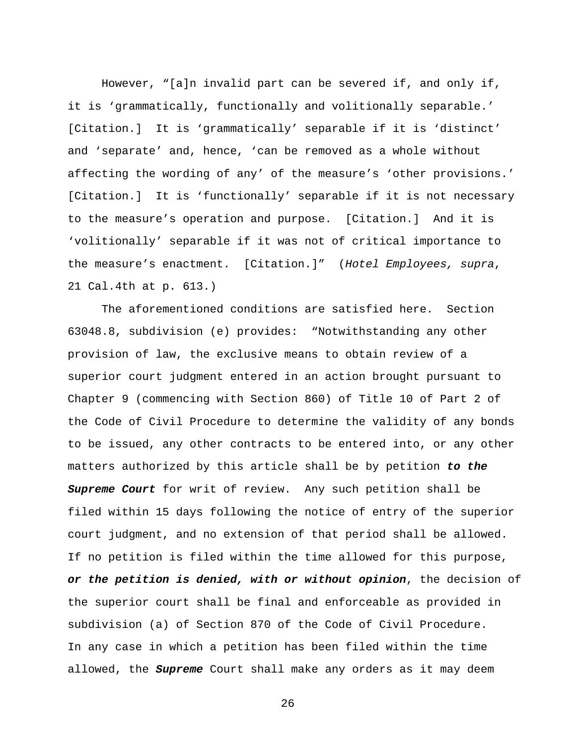However, "[a]n invalid part can be severed if, and only if, it is 'grammatically, functionally and volitionally separable.' [Citation.] It is 'grammatically' separable if it is 'distinct' and 'separate' and, hence, 'can be removed as a whole without affecting the wording of any' of the measure's 'other provisions.' [Citation.] It is 'functionally' separable if it is not necessary to the measure's operation and purpose. [Citation.] And it is 'volitionally' separable if it was not of critical importance to the measure's enactment. [Citation.]" (*Hotel Employees, supra*, 21 Cal.4th at p. 613.)

The aforementioned conditions are satisfied here. Section 63048.8, subdivision (e) provides: "Notwithstanding any other provision of law, the exclusive means to obtain review of a superior court judgment entered in an action brought pursuant to Chapter 9 (commencing with Section 860) of Title 10 of Part 2 of the Code of Civil Procedure to determine the validity of any bonds to be issued, any other contracts to be entered into, or any other matters authorized by this article shall be by petition ***to the Supreme Court*** for writ of review. Any such petition shall be filed within 15 days following the notice of entry of the superior court judgment, and no extension of that period shall be allowed. If no petition is filed within the time allowed for this purpose, ***or the petition is denied, with or without opinion***, the decision of the superior court shall be final and enforceable as provided in subdivision (a) of Section 870 of the Code of Civil Procedure. In any case in which a petition has been filed within the time allowed, the ***Supreme*** Court shall make any orders as it may deem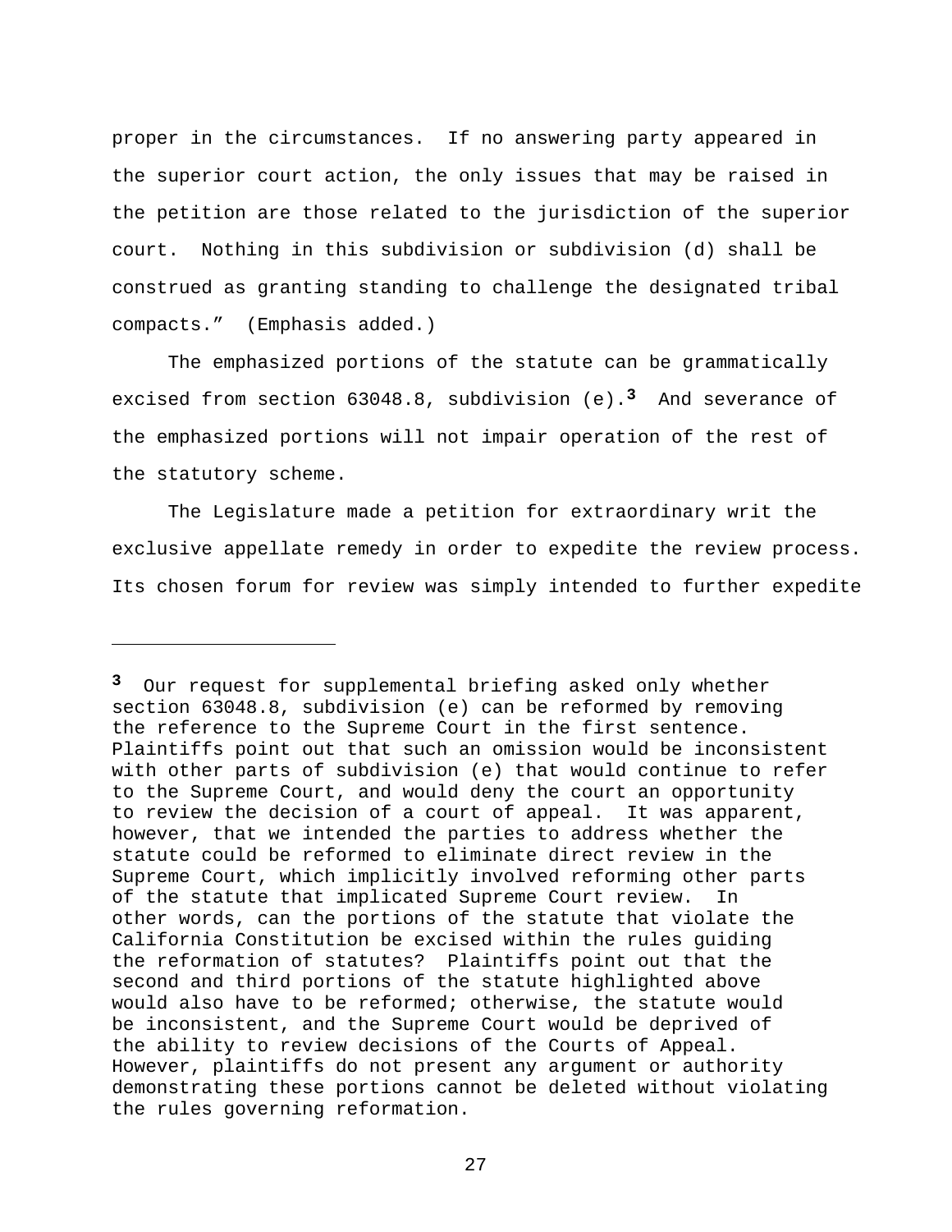proper in the circumstances. If no answering party appeared in the superior court action, the only issues that may be raised in the petition are those related to the jurisdiction of the superior court. Nothing in this subdivision or subdivision (d) shall be construed as granting standing to challenge the designated tribal compacts." (Emphasis added.)

The emphasized portions of the statute can be grammatically excised from section 63048.8, subdivision (e).[3] And severance of the emphasized portions will not impair operation of the rest of the statutory scheme.

The Legislature made a petition for extraordinary writ the exclusive appellate remedy in order to expedite the review process. Its chosen forum for review was simply intended to further expedite

---

[3] Our request for supplemental briefing asked only whether section 63048.8, subdivision (e) can be reformed by removing the reference to the Supreme Court in the first sentence. Plaintiffs point out that such an omission would be inconsistent with other parts of subdivision (e) that would continue to refer to the Supreme Court, and would deny the court an opportunity to review the decision of a court of appeal. It was apparent, however, that we intended the parties to address whether the statute could be reformed to eliminate direct review in the Supreme Court, which implicitly involved reforming other parts of the statute that implicated Supreme Court review. In other words, can the portions of the statute that violate the California Constitution be excised within the rules guiding the reformation of statutes? Plaintiffs point out that the second and third portions of the statute highlighted above would also have to be reformed; otherwise, the statute would be inconsistent, and the Supreme Court would be deprived of the ability to review decisions of the Courts of Appeal. However, plaintiffs do not present any argument or authority demonstrating these portions cannot be deleted without violating the rules governing reformation.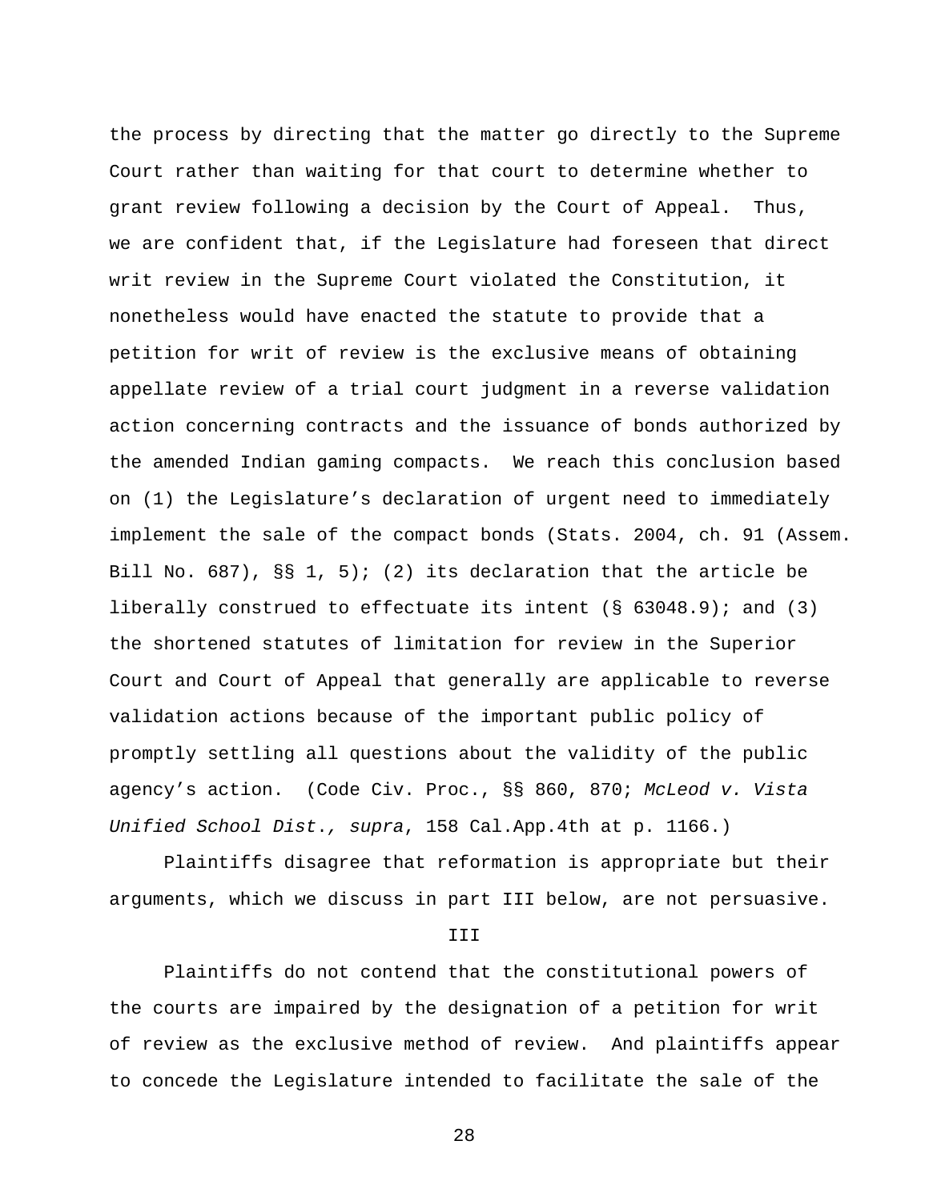the process by directing that the matter go directly to the Supreme Court rather than waiting for that court to determine whether to grant review following a decision by the Court of Appeal. Thus, we are confident that, if the Legislature had foreseen that direct writ review in the Supreme Court violated the Constitution, it nonetheless would have enacted the statute to provide that a petition for writ of review is the exclusive means of obtaining appellate review of a trial court judgment in a reverse validation action concerning contracts and the issuance of bonds authorized by the amended Indian gaming compacts. We reach this conclusion based on (1) the Legislature's declaration of urgent need to immediately implement the sale of the compact bonds (Stats. 2004, ch. 91 (Assem. Bill No. 687), §§ 1, 5); (2) its declaration that the article be liberally construed to effectuate its intent (§ 63048.9); and (3) the shortened statutes of limitation for review in the Superior Court and Court of Appeal that generally are applicable to reverse validation actions because of the important public policy of promptly settling all questions about the validity of the public agency's action. (Code Civ. Proc., §§ 860, 870; *McLeod v. Vista Unified School Dist., supra*, 158 Cal.App.4th at p. 1166.)

Plaintiffs disagree that reformation is appropriate but their arguments, which we discuss in part III below, are not persuasive.

III

Plaintiffs do not contend that the constitutional powers of the courts are impaired by the designation of a petition for writ of review as the exclusive method of review. And plaintiffs appear to concede the Legislature intended to facilitate the sale of the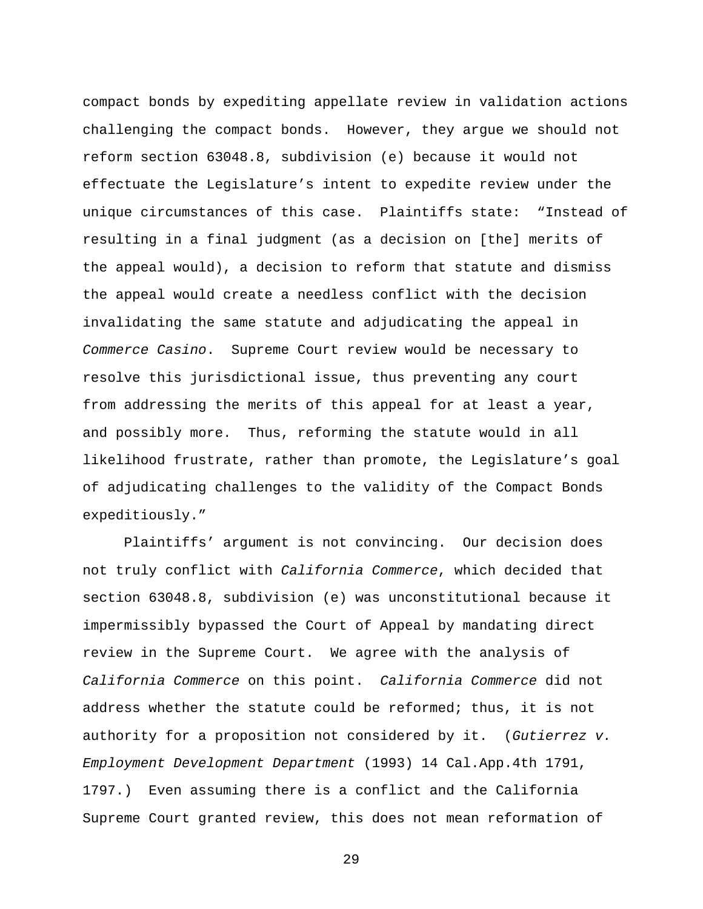compact bonds by expediting appellate review in validation actions challenging the compact bonds. However, they argue we should not reform section 63048.8, subdivision (e) because it would not effectuate the Legislature's intent to expedite review under the unique circumstances of this case. Plaintiffs state: "Instead of resulting in a final judgment (as a decision on [the] merits of the appeal would), a decision to reform that statute and dismiss the appeal would create a needless conflict with the decision invalidating the same statute and adjudicating the appeal in *Commerce Casino*. Supreme Court review would be necessary to resolve this jurisdictional issue, thus preventing any court from addressing the merits of this appeal for at least a year, and possibly more. Thus, reforming the statute would in all likelihood frustrate, rather than promote, the Legislature's goal of adjudicating challenges to the validity of the Compact Bonds expeditiously."

Plaintiffs' argument is not convincing. Our decision does not truly conflict with *California Commerce*, which decided that section 63048.8, subdivision (e) was unconstitutional because it impermissibly bypassed the Court of Appeal by mandating direct review in the Supreme Court. We agree with the analysis of *California Commerce* on this point. *California Commerce* did not address whether the statute could be reformed; thus, it is not authority for a proposition not considered by it. (*Gutierrez v. Employment Development Department* (1993) 14 Cal.App.4th 1791, 1797.) Even assuming there is a conflict and the California Supreme Court granted review, this does not mean reformation of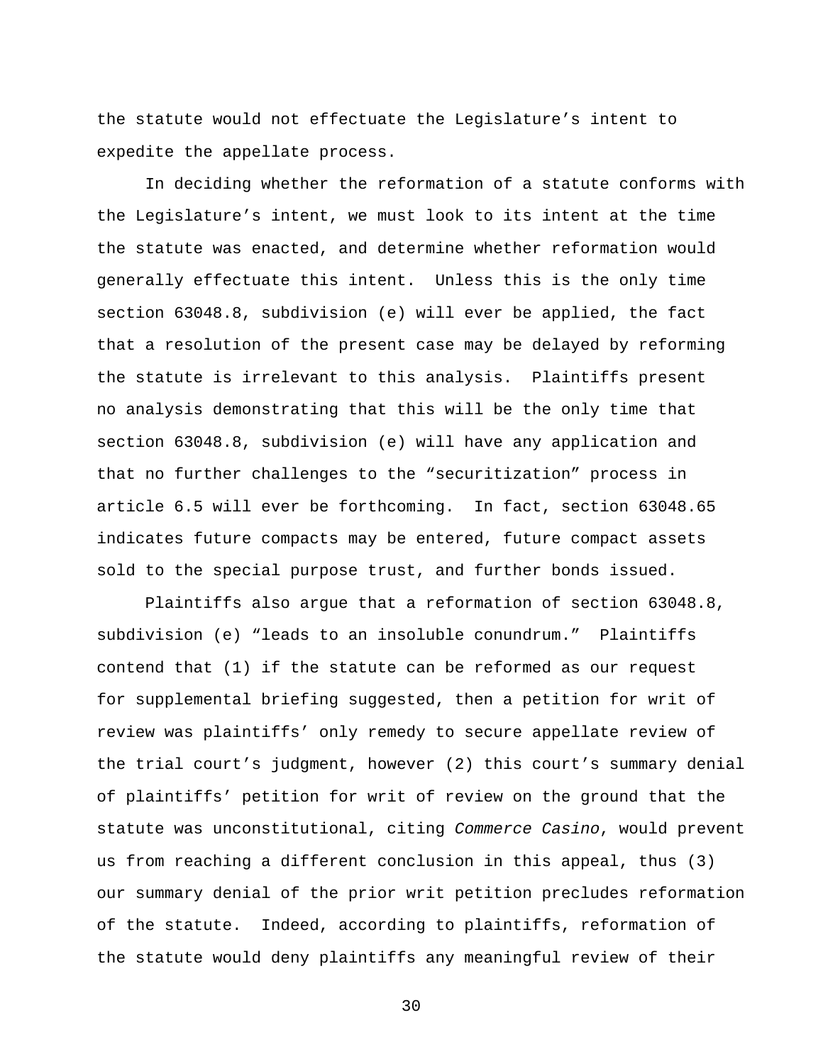the statute would not effectuate the Legislature's intent to expedite the appellate process.

In deciding whether the reformation of a statute conforms with the Legislature's intent, we must look to its intent at the time the statute was enacted, and determine whether reformation would generally effectuate this intent. Unless this is the only time section 63048.8, subdivision (e) will ever be applied, the fact that a resolution of the present case may be delayed by reforming the statute is irrelevant to this analysis. Plaintiffs present no analysis demonstrating that this will be the only time that section 63048.8, subdivision (e) will have any application and that no further challenges to the "securitization" process in article 6.5 will ever be forthcoming. In fact, section 63048.65 indicates future compacts may be entered, future compact assets sold to the special purpose trust, and further bonds issued.

Plaintiffs also argue that a reformation of section 63048.8, subdivision (e) "leads to an insoluble conundrum." Plaintiffs contend that (1) if the statute can be reformed as our request for supplemental briefing suggested, then a petition for writ of review was plaintiffs' only remedy to secure appellate review of the trial court's judgment, however (2) this court's summary denial of plaintiffs' petition for writ of review on the ground that the statute was unconstitutional, citing *Commerce Casino*, would prevent us from reaching a different conclusion in this appeal, thus (3) our summary denial of the prior writ petition precludes reformation of the statute. Indeed, according to plaintiffs, reformation of the statute would deny plaintiffs any meaningful review of their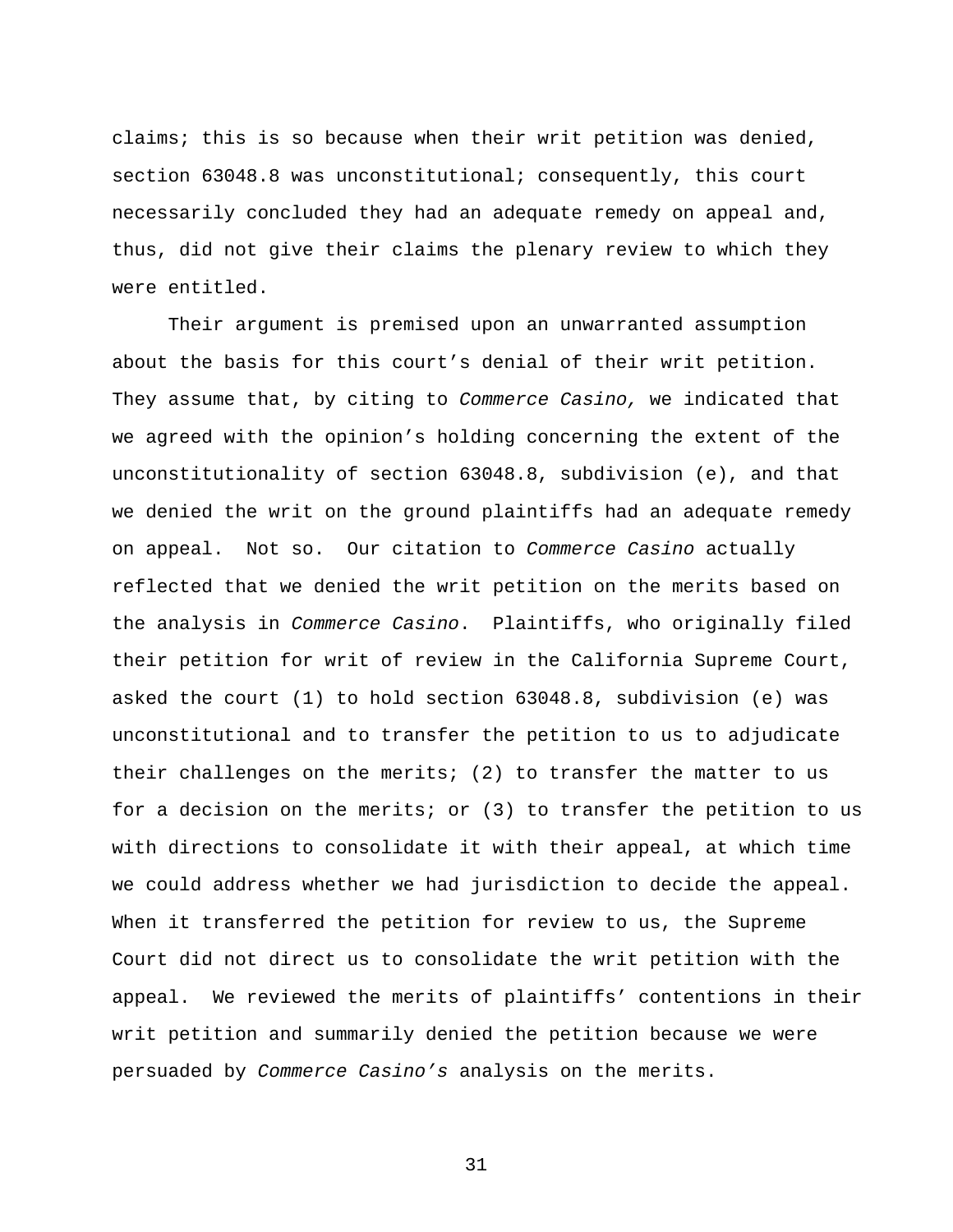claims; this is so because when their writ petition was denied, section 63048.8 was unconstitutional; consequently, this court necessarily concluded they had an adequate remedy on appeal and, thus, did not give their claims the plenary review to which they were entitled.

Their argument is premised upon an unwarranted assumption about the basis for this court's denial of their writ petition. They assume that, by citing to *Commerce Casino,* we indicated that we agreed with the opinion's holding concerning the extent of the unconstitutionality of section 63048.8, subdivision (e), and that we denied the writ on the ground plaintiffs had an adequate remedy on appeal. Not so. Our citation to *Commerce Casino* actually reflected that we denied the writ petition on the merits based on the analysis in *Commerce Casino*. Plaintiffs, who originally filed their petition for writ of review in the California Supreme Court, asked the court (1) to hold section 63048.8, subdivision (e) was unconstitutional and to transfer the petition to us to adjudicate their challenges on the merits; (2) to transfer the matter to us for a decision on the merits; or (3) to transfer the petition to us with directions to consolidate it with their appeal, at which time we could address whether we had jurisdiction to decide the appeal. When it transferred the petition for review to us, the Supreme Court did not direct us to consolidate the writ petition with the appeal. We reviewed the merits of plaintiffs' contentions in their writ petition and summarily denied the petition because we were persuaded by *Commerce Casino's* analysis on the merits.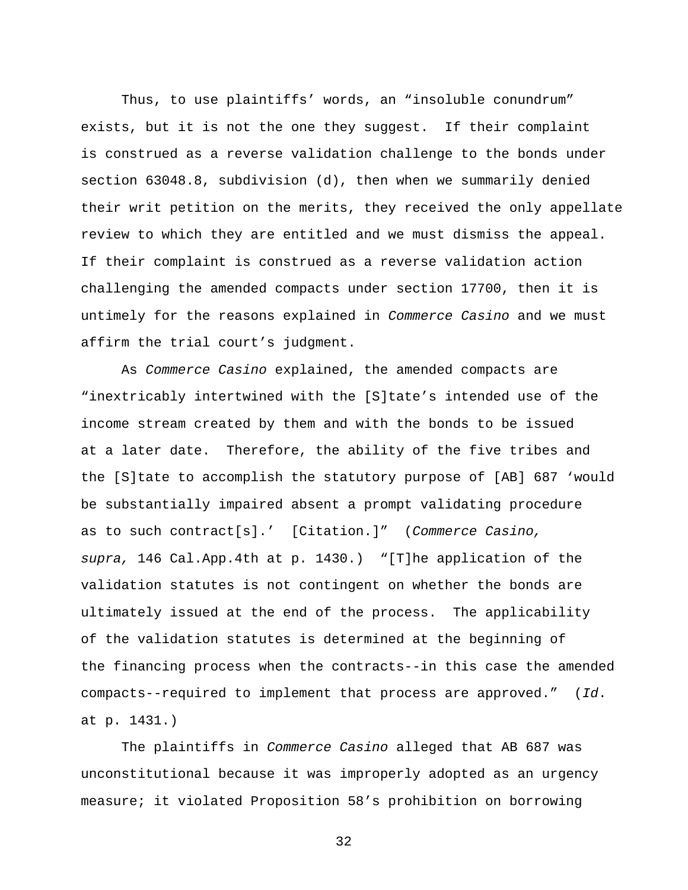Thus, to use plaintiffs' words, an "insoluble conundrum" exists, but it is not the one they suggest. If their complaint is construed as a reverse validation challenge to the bonds under section 63048.8, subdivision (d), then when we summarily denied their writ petition on the merits, they received the only appellate review to which they are entitled and we must dismiss the appeal. If their complaint is construed as a reverse validation action challenging the amended compacts under section 17700, then it is untimely for the reasons explained in *Commerce Casino* and we must affirm the trial court's judgment.

As *Commerce Casino* explained, the amended compacts are "inextricably intertwined with the [S]tate's intended use of the income stream created by them and with the bonds to be issued at a later date. Therefore, the ability of the five tribes and the [S]tate to accomplish the statutory purpose of [AB] 687 'would be substantially impaired absent a prompt validating procedure as to such contract[s].' [Citation.]" (*Commerce Casino, supra,* 146 Cal.App.4th at p. 1430.) "[T]he application of the validation statutes is not contingent on whether the bonds are ultimately issued at the end of the process. The applicability of the validation statutes is determined at the beginning of the financing process when the contracts--in this case the amended compacts--required to implement that process are approved." (*Id*. at p. 1431.)

The plaintiffs in *Commerce Casino* alleged that AB 687 was unconstitutional because it was improperly adopted as an urgency measure; it violated Proposition 58's prohibition on borrowing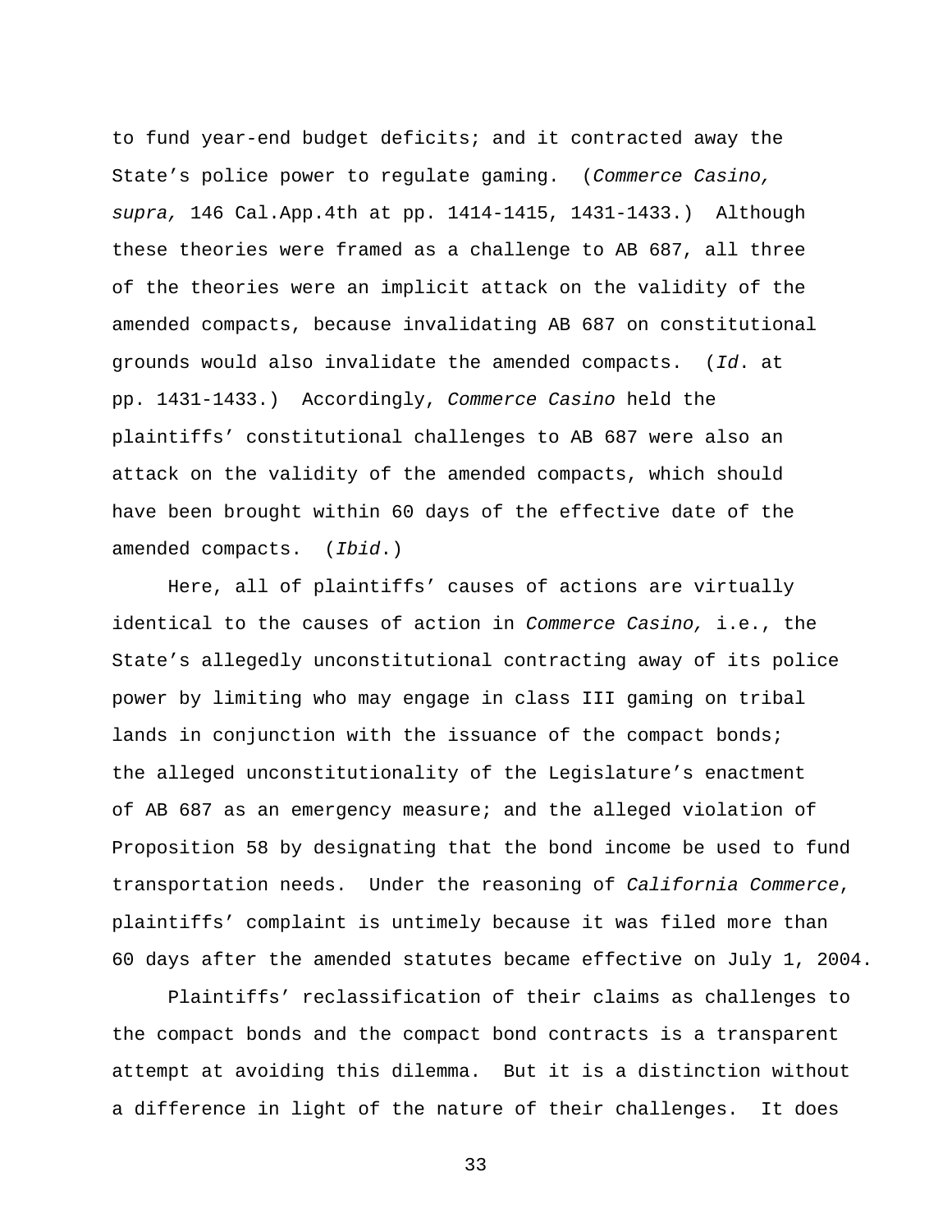to fund year-end budget deficits; and it contracted away the State's police power to regulate gaming. (*Commerce Casino, supra,* 146 Cal.App.4th at pp. 1414-1415, 1431-1433.) Although these theories were framed as a challenge to AB 687, all three of the theories were an implicit attack on the validity of the amended compacts, because invalidating AB 687 on constitutional grounds would also invalidate the amended compacts. (*Id.* at pp. 1431-1433.) Accordingly, *Commerce Casino* held the plaintiffs' constitutional challenges to AB 687 were also an attack on the validity of the amended compacts, which should have been brought within 60 days of the effective date of the amended compacts. (*Ibid.*)

Here, all of plaintiffs' causes of actions are virtually identical to the causes of action in *Commerce Casino,* i.e., the State's allegedly unconstitutional contracting away of its police power by limiting who may engage in class III gaming on tribal lands in conjunction with the issuance of the compact bonds; the alleged unconstitutionality of the Legislature's enactment of AB 687 as an emergency measure; and the alleged violation of Proposition 58 by designating that the bond income be used to fund transportation needs. Under the reasoning of *California Commerce*, plaintiffs' complaint is untimely because it was filed more than 60 days after the amended statutes became effective on July 1, 2004.

Plaintiffs' reclassification of their claims as challenges to the compact bonds and the compact bond contracts is a transparent attempt at avoiding this dilemma. But it is a distinction without a difference in light of the nature of their challenges. It does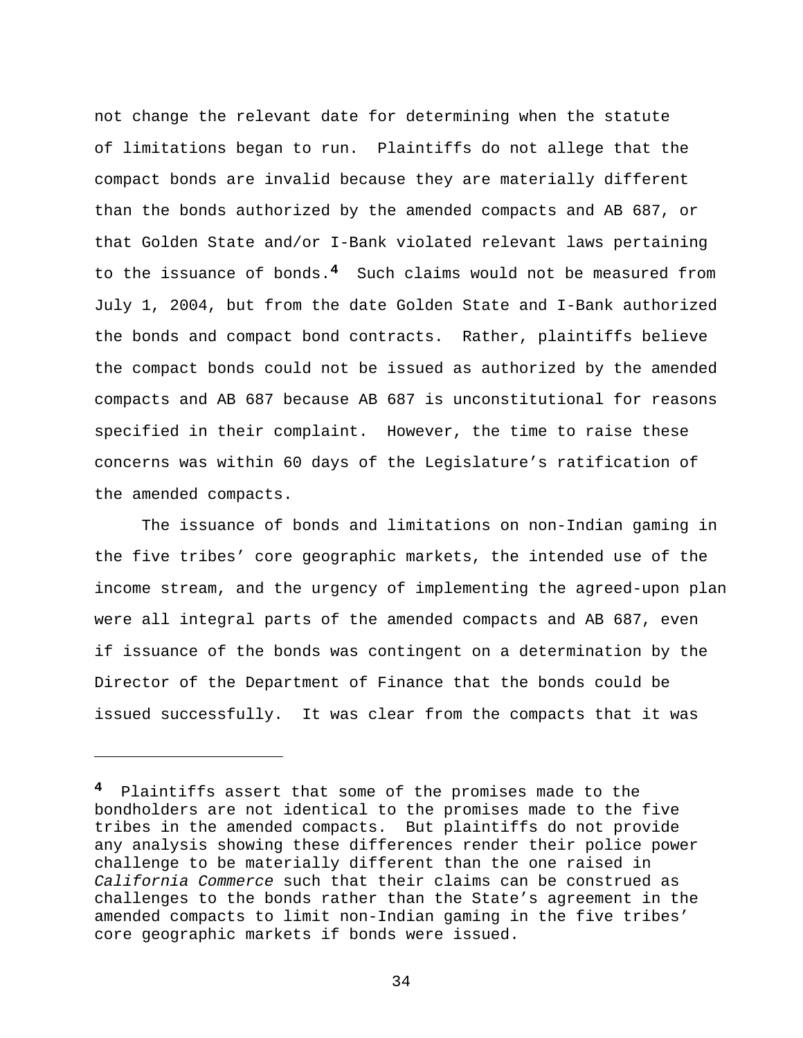not change the relevant date for determining when the statute of limitations began to run. Plaintiffs do not allege that the compact bonds are invalid because they are materially different than the bonds authorized by the amended compacts and AB 687, or that Golden State and/or I-Bank violated relevant laws pertaining to the issuance of bonds.[4] Such claims would not be measured from July 1, 2004, but from the date Golden State and I-Bank authorized the bonds and compact bond contracts. Rather, plaintiffs believe the compact bonds could not be issued as authorized by the amended compacts and AB 687 because AB 687 is unconstitutional for reasons specified in their complaint. However, the time to raise these concerns was within 60 days of the Legislature's ratification of the amended compacts.

The issuance of bonds and limitations on non-Indian gaming in the five tribes' core geographic markets, the intended use of the income stream, and the urgency of implementing the agreed-upon plan were all integral parts of the amended compacts and AB 687, even if issuance of the bonds was contingent on a determination by the Director of the Department of Finance that the bonds could be issued successfully. It was clear from the compacts that it was

---

[4] Plaintiffs assert that some of the promises made to the bondholders are not identical to the promises made to the five tribes in the amended compacts. But plaintiffs do not provide any analysis showing these differences render their police power challenge to be materially different than the one raised in *California Commerce* such that their claims can be construed as challenges to the bonds rather than the State's agreement in the amended compacts to limit non-Indian gaming in the five tribes' core geographic markets if bonds were issued.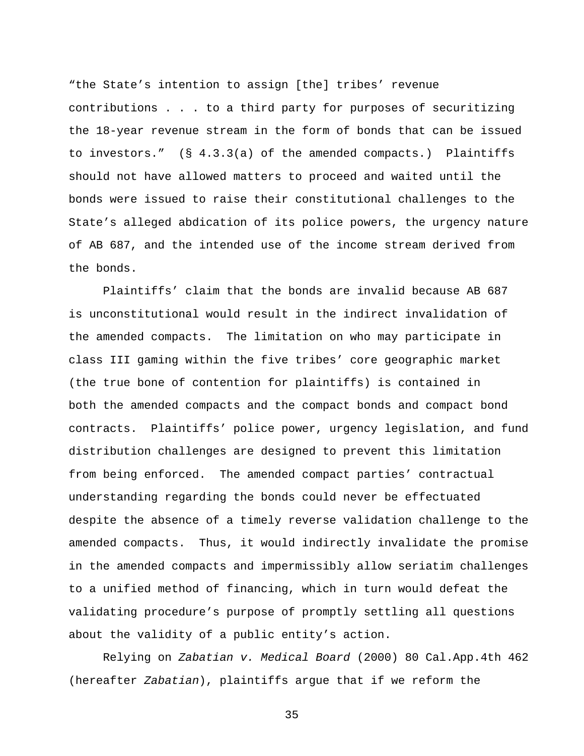"the State's intention to assign [the] tribes' revenue contributions . . . to a third party for purposes of securitizing the 18-year revenue stream in the form of bonds that can be issued to investors." (§ 4.3.3(a) of the amended compacts.) Plaintiffs should not have allowed matters to proceed and waited until the bonds were issued to raise their constitutional challenges to the State's alleged abdication of its police powers, the urgency nature of AB 687, and the intended use of the income stream derived from the bonds.

Plaintiffs' claim that the bonds are invalid because AB 687 is unconstitutional would result in the indirect invalidation of the amended compacts. The limitation on who may participate in class III gaming within the five tribes' core geographic market (the true bone of contention for plaintiffs) is contained in both the amended compacts and the compact bonds and compact bond contracts. Plaintiffs' police power, urgency legislation, and fund distribution challenges are designed to prevent this limitation from being enforced. The amended compact parties' contractual understanding regarding the bonds could never be effectuated despite the absence of a timely reverse validation challenge to the amended compacts. Thus, it would indirectly invalidate the promise in the amended compacts and impermissibly allow seriatim challenges to a unified method of financing, which in turn would defeat the validating procedure's purpose of promptly settling all questions about the validity of a public entity's action.

Relying on *Zabatian v. Medical Board* (2000) 80 Cal.App.4th 462 (hereafter *Zabatian*), plaintiffs argue that if we reform the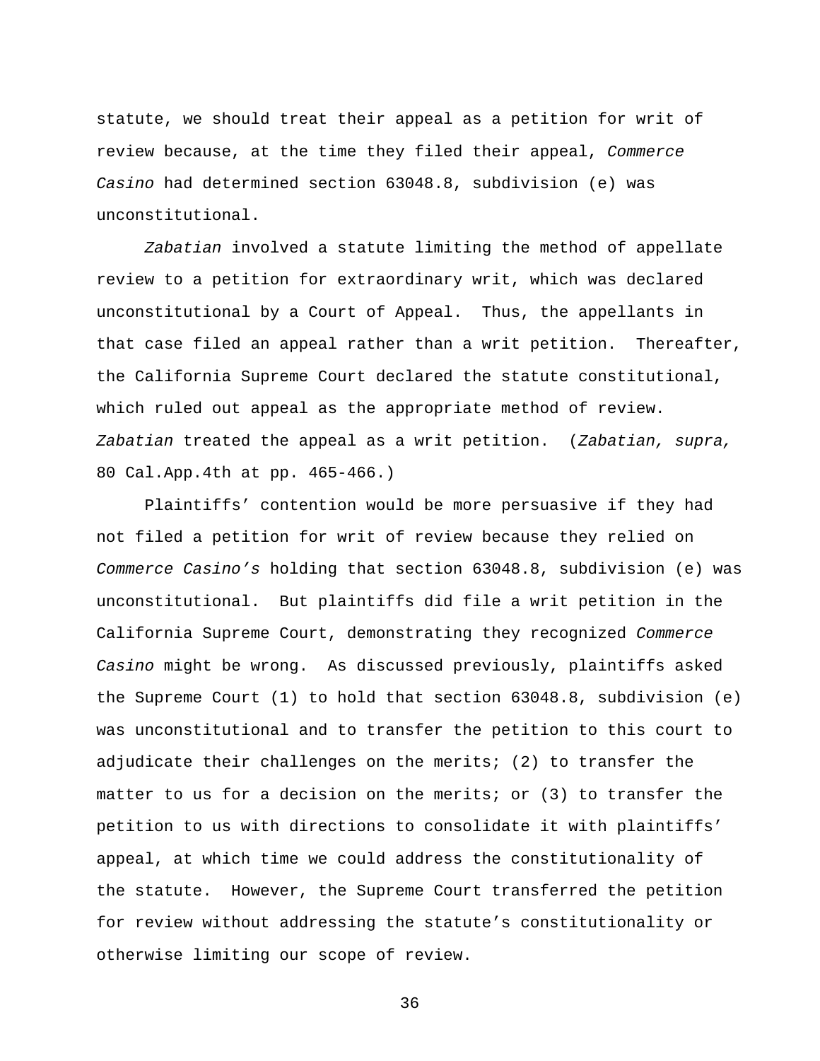statute, we should treat their appeal as a petition for writ of review because, at the time they filed their appeal, *Commerce Casino* had determined section 63048.8, subdivision (e) was unconstitutional.

*Zabatian* involved a statute limiting the method of appellate review to a petition for extraordinary writ, which was declared unconstitutional by a Court of Appeal. Thus, the appellants in that case filed an appeal rather than a writ petition. Thereafter, the California Supreme Court declared the statute constitutional, which ruled out appeal as the appropriate method of review. *Zabatian* treated the appeal as a writ petition. (*Zabatian, supra,* 80 Cal.App.4th at pp. 465-466.)

Plaintiffs' contention would be more persuasive if they had not filed a petition for writ of review because they relied on *Commerce Casino's* holding that section 63048.8, subdivision (e) was unconstitutional. But plaintiffs did file a writ petition in the California Supreme Court, demonstrating they recognized *Commerce Casino* might be wrong. As discussed previously, plaintiffs asked the Supreme Court (1) to hold that section 63048.8, subdivision (e) was unconstitutional and to transfer the petition to this court to adjudicate their challenges on the merits; (2) to transfer the matter to us for a decision on the merits; or (3) to transfer the petition to us with directions to consolidate it with plaintiffs' appeal, at which time we could address the constitutionality of the statute. However, the Supreme Court transferred the petition for review without addressing the statute's constitutionality or otherwise limiting our scope of review.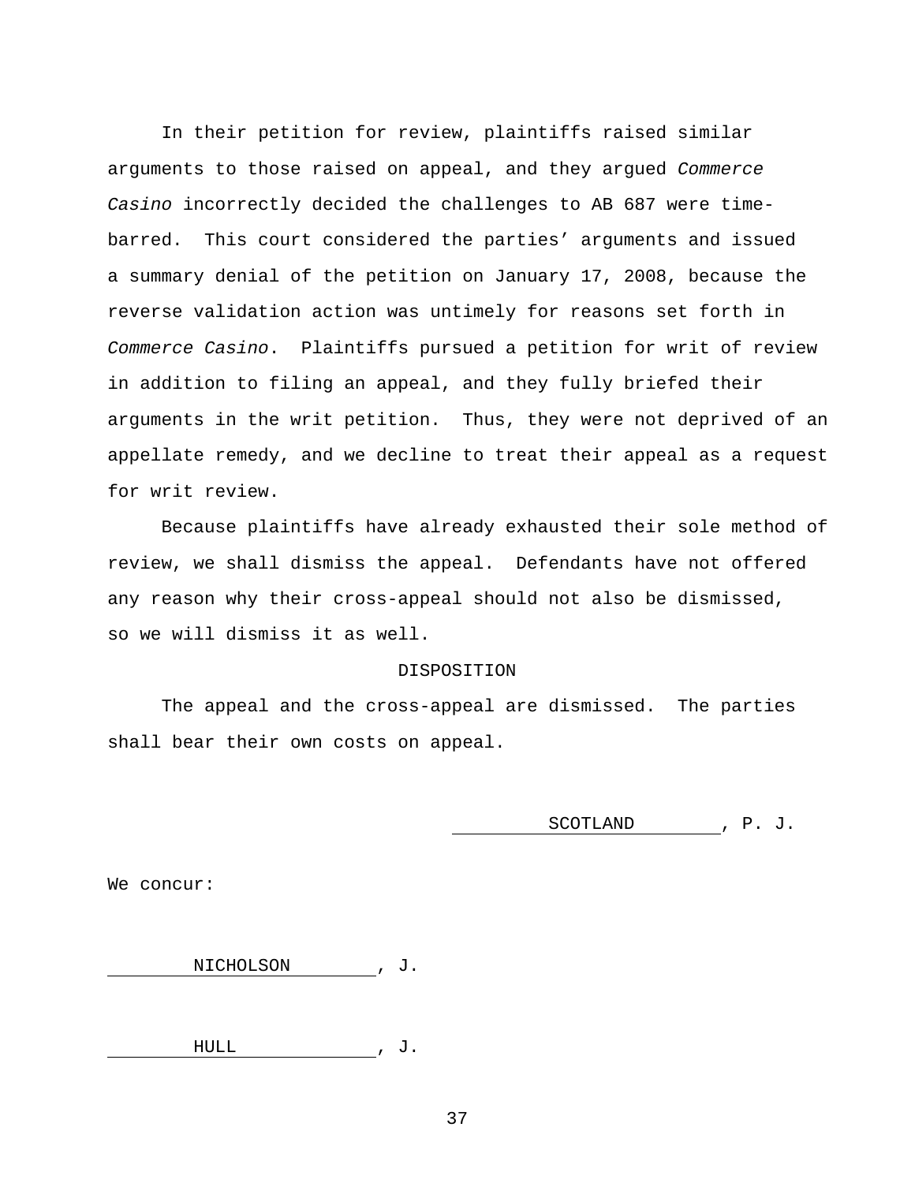In their petition for review, plaintiffs raised similar arguments to those raised on appeal, and they argued *Commerce Casino* incorrectly decided the challenges to AB 687 were time-barred. This court considered the parties' arguments and issued a summary denial of the petition on January 17, 2008, because the reverse validation action was untimely for reasons set forth in *Commerce Casino*. Plaintiffs pursued a petition for writ of review in addition to filing an appeal, and they fully briefed their arguments in the writ petition. Thus, they were not deprived of an appellate remedy, and we decline to treat their appeal as a request for writ review.

Because plaintiffs have already exhausted their sole method of review, we shall dismiss the appeal. Defendants have not offered any reason why their cross-appeal should not also be dismissed, so we will dismiss it as well.

DISPOSITION

The appeal and the cross-appeal are dismissed. The parties shall bear their own costs on appeal.

SCOTLAND, P. J.

We concur:

NICHOLSON, J.

HULL, J.